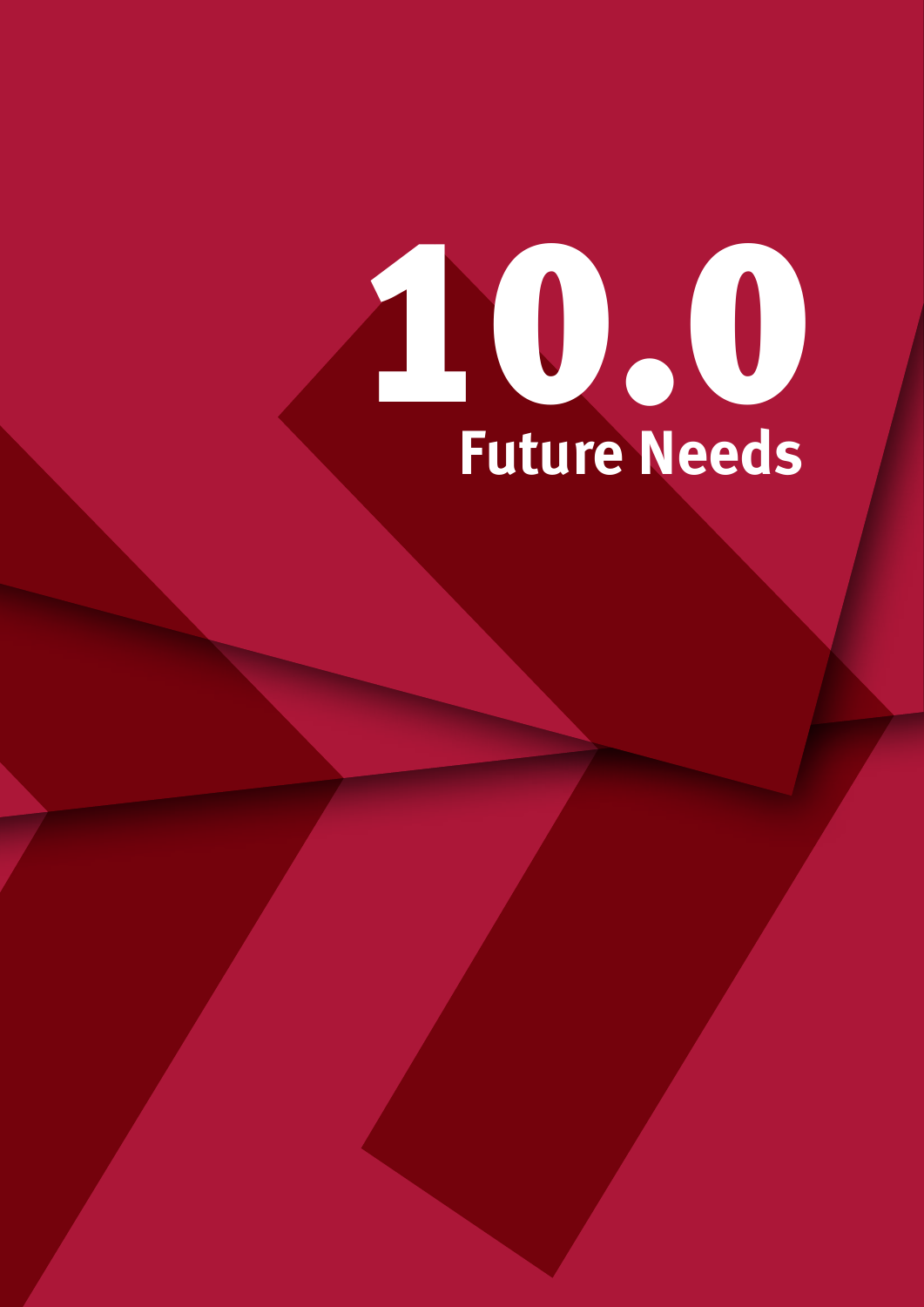# 10.0 Future Needs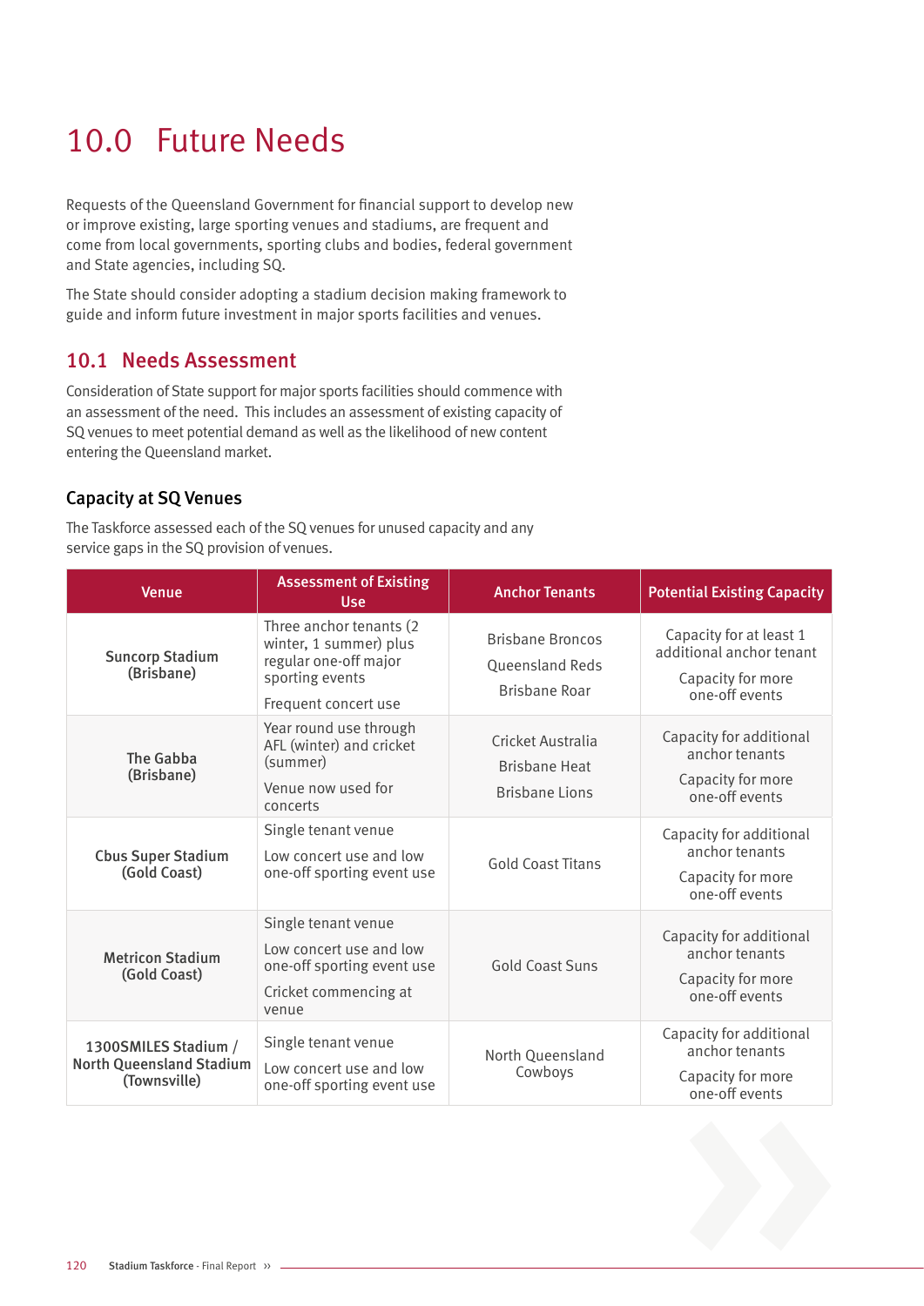# 10.0 Future Needs

Requests of the Queensland Government for financial support to develop new or improve existing, large sporting venues and stadiums, are frequent and come from local governments, sporting clubs and bodies, federal government and State agencies, including SQ.

The State should consider adopting a stadium decision making framework to guide and inform future investment in major sports facilities and venues.

## 10.1 Needs Assessment

Consideration of State support for major sports facilities should commence with an assessment of the need. This includes an assessment of existing capacity of SQ venues to meet potential demand as well as the likelihood of new content entering the Queensland market.

### Capacity at SQ Venues

The Taskforce assessed each of the SQ venues for unused capacity and any service gaps in the SQ provision of venues.

| Venue | Assessment of Existing Use | Anchor Tenants | Potential Existing Capacity |
|---|---|---|---|
| **Suncorp Stadium (Brisbane)** | Three anchor tenants (2 winter, 1 summer) plus regular one-off major sporting events<br>Frequent concert use | Brisbane Broncos<br>Queensland Reds<br>Brisbane Roar | Capacity for at least 1 additional anchor tenant<br>Capacity for more one-off events |
| **The Gabba (Brisbane)** | Year round use through AFL (winter) and cricket (summer)<br>Venue now used for concerts | Cricket Australia<br>Brisbane Heat<br>Brisbane Lions | Capacity for additional anchor tenants<br>Capacity for more one-off events |
| **Cbus Super Stadium (Gold Coast)** | Single tenant venue<br>Low concert use and low one-off sporting event use | Gold Coast Titans | Capacity for additional anchor tenants<br>Capacity for more one-off events |
| **Metricon Stadium (Gold Coast)** | Single tenant venue<br>Low concert use and low one-off sporting event use<br>Cricket commencing at venue | Gold Coast Suns | Capacity for additional anchor tenants<br>Capacity for more one-off events |
| **1300SMILES Stadium / North Queensland Stadium (Townsville)** | Single tenant venue<br>Low concert use and low one-off sporting event use | North Queensland Cowboys | Capacity for additional anchor tenants<br>Capacity for more one-off events |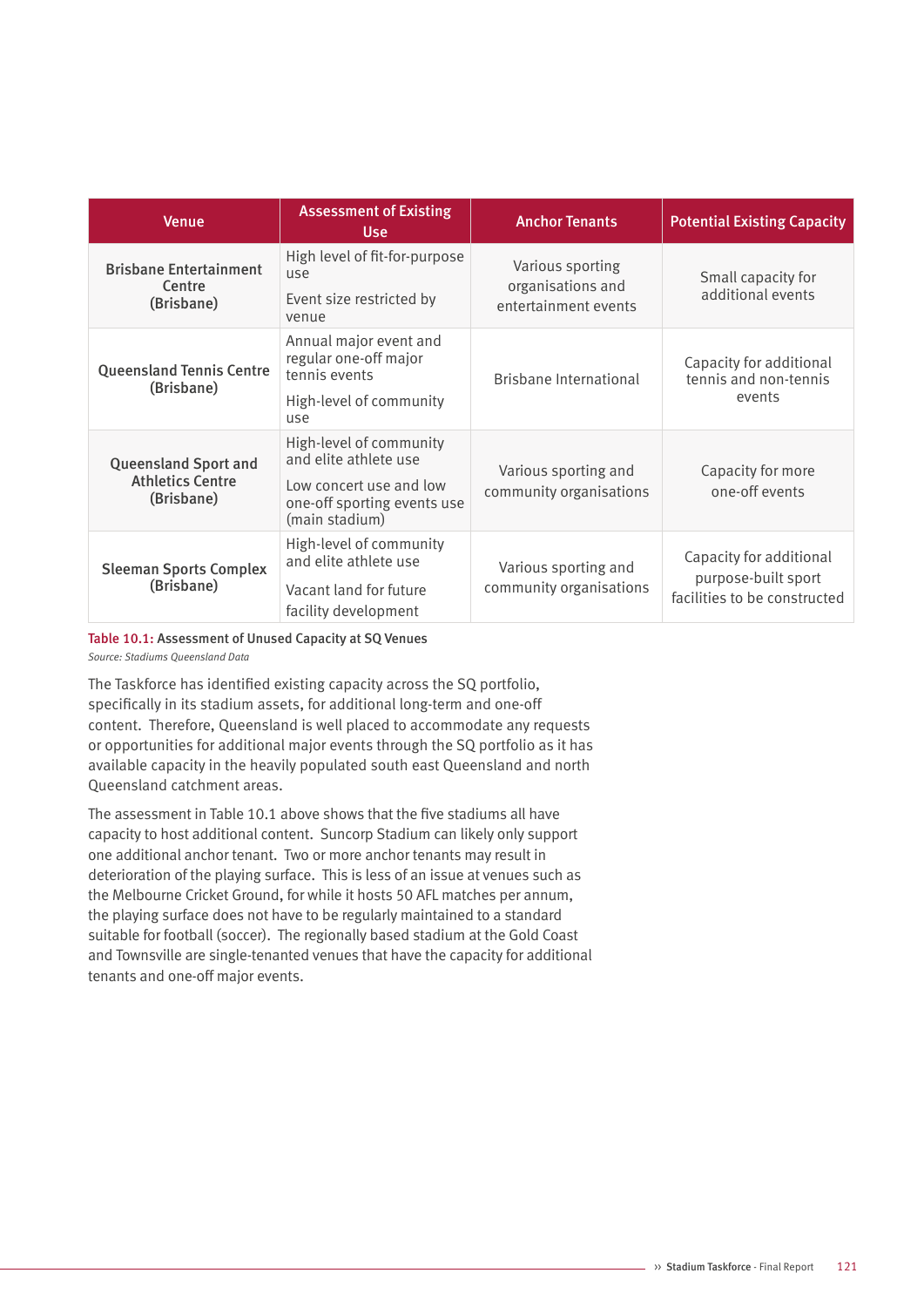| Venue | Assessment of Existing Use | Anchor Tenants | Potential Existing Capacity |
|---|---|---|---|
| **Brisbane Entertainment Centre (Brisbane)** | High level of fit-for-purpose use<br>Event size restricted by venue | Various sporting organisations and entertainment events | Small capacity for additional events |
| **Queensland Tennis Centre (Brisbane)** | Annual major event and regular one-off major tennis events<br>High-level of community use | Brisbane International | Capacity for additional tennis and non-tennis events |
| **Queensland Sport and Athletics Centre (Brisbane)** | High-level of community and elite athlete use<br>Low concert use and low one-off sporting events use (main stadium) | Various sporting and community organisations | Capacity for more one-off events |
| **Sleeman Sports Complex (Brisbane)** | High-level of community and elite athlete use<br>Vacant land for future facility development | Various sporting and community organisations | Capacity for additional purpose-built sport facilities to be constructed |

**Table 10.1:** Assessment of Unused Capacity at SQ Venues
*Source: Stadiums Queensland Data*

The Taskforce has identified existing capacity across the SQ portfolio, specifically in its stadium assets, for additional long-term and one-off content. Therefore, Queensland is well placed to accommodate any requests or opportunities for additional major events through the SQ portfolio as it has available capacity in the heavily populated south east Queensland and north Queensland catchment areas.

The assessment in Table 10.1 above shows that the five stadiums all have capacity to host additional content. Suncorp Stadium can likely only support one additional anchor tenant. Two or more anchor tenants may result in deterioration of the playing surface. This is less of an issue at venues such as the Melbourne Cricket Ground, for while it hosts 50 AFL matches per annum, the playing surface does not have to be regularly maintained to a standard suitable for football (soccer). The regionally based stadium at the Gold Coast and Townsville are single-tenanted venues that have the capacity for additional tenants and one-off major events.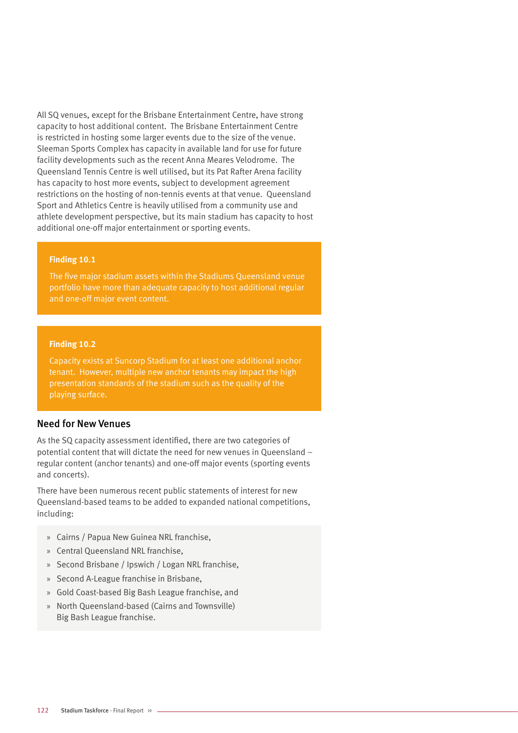All SQ venues, except for the Brisbane Entertainment Centre, have strong capacity to host additional content. The Brisbane Entertainment Centre is restricted in hosting some larger events due to the size of the venue. Sleeman Sports Complex has capacity in available land for use for future facility developments such as the recent Anna Meares Velodrome. The Queensland Tennis Centre is well utilised, but its Pat Rafter Arena facility has capacity to host more events, subject to development agreement restrictions on the hosting of non-tennis events at that venue. Queensland Sport and Athletics Centre is heavily utilised from a community use and athlete development perspective, but its main stadium has capacity to host additional one-off major entertainment or sporting events.

**Finding 10.1**

The five major stadium assets within the Stadiums Queensland venue portfolio have more than adequate capacity to host additional regular and one-off major event content.

**Finding 10.2**

Capacity exists at Suncorp Stadium for at least one additional anchor tenant. However, multiple new anchor tenants may impact the high presentation standards of the stadium such as the quality of the playing surface.

## Need for New Venues

As the SQ capacity assessment identified, there are two categories of potential content that will dictate the need for new venues in Queensland – regular content (anchor tenants) and one-off major events (sporting events and concerts).

There have been numerous recent public statements of interest for new Queensland-based teams to be added to expanded national competitions, including:

- Cairns / Papua New Guinea NRL franchise,
- Central Queensland NRL franchise,
- Second Brisbane / Ipswich / Logan NRL franchise,
- Second A-League franchise in Brisbane,
- Gold Coast-based Big Bash League franchise, and
- North Queensland-based (Cairns and Townsville) Big Bash League franchise.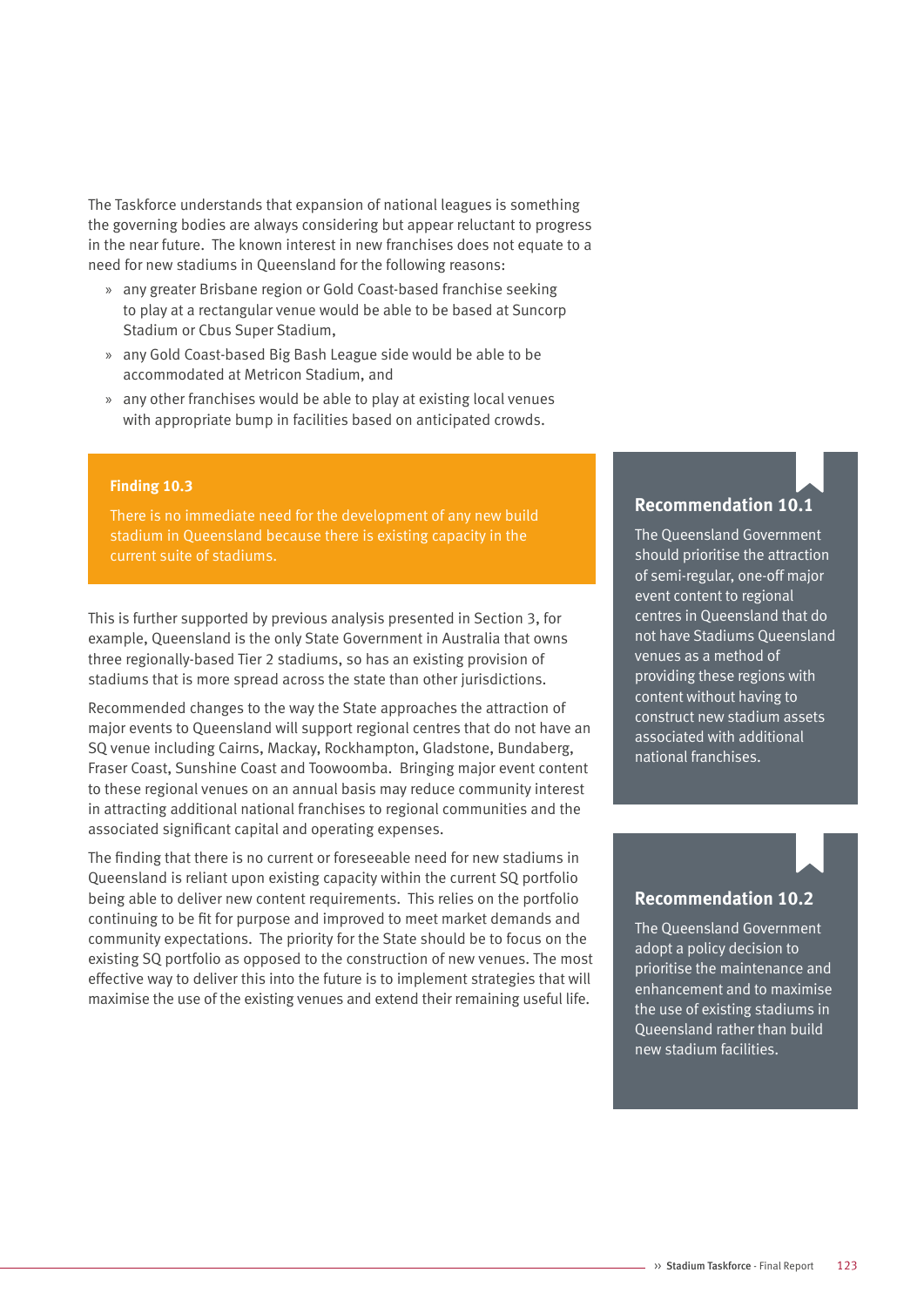The Taskforce understands that expansion of national leagues is something the governing bodies are always considering but appear reluctant to progress in the near future. The known interest in new franchises does not equate to a need for new stadiums in Queensland for the following reasons:

- any greater Brisbane region or Gold Coast-based franchise seeking to play at a rectangular venue would be able to be based at Suncorp Stadium or Cbus Super Stadium,
- any Gold Coast-based Big Bash League side would be able to be accommodated at Metricon Stadium, and
- any other franchises would be able to play at existing local venues with appropriate bump in facilities based on anticipated crowds.

**Finding 10.3**

There is no immediate need for the development of any new build stadium in Queensland because there is existing capacity in the current suite of stadiums.

This is further supported by previous analysis presented in Section 3, for example, Queensland is the only State Government in Australia that owns three regionally-based Tier 2 stadiums, so has an existing provision of stadiums that is more spread across the state than other jurisdictions.

Recommended changes to the way the State approaches the attraction of major events to Queensland will support regional centres that do not have an SQ venue including Cairns, Mackay, Rockhampton, Gladstone, Bundaberg, Fraser Coast, Sunshine Coast and Toowoomba. Bringing major event content to these regional venues on an annual basis may reduce community interest in attracting additional national franchises to regional communities and the associated significant capital and operating expenses.

The finding that there is no current or foreseeable need for new stadiums in Queensland is reliant upon existing capacity within the current SQ portfolio being able to deliver new content requirements. This relies on the portfolio continuing to be fit for purpose and improved to meet market demands and community expectations. The priority for the State should be to focus on the existing SQ portfolio as opposed to the construction of new venues. The most effective way to deliver this into the future is to implement strategies that will maximise the use of the existing venues and extend their remaining useful life.

## Recommendation 10.1

The Queensland Government should prioritise the attraction of semi-regular, one-off major event content to regional centres in Queensland that do not have Stadiums Queensland venues as a method of providing these regions with content without having to construct new stadium assets associated with additional national franchises.

## Recommendation 10.2

The Queensland Government adopt a policy decision to prioritise the maintenance and enhancement and to maximise the use of existing stadiums in Queensland rather than build new stadium facilities.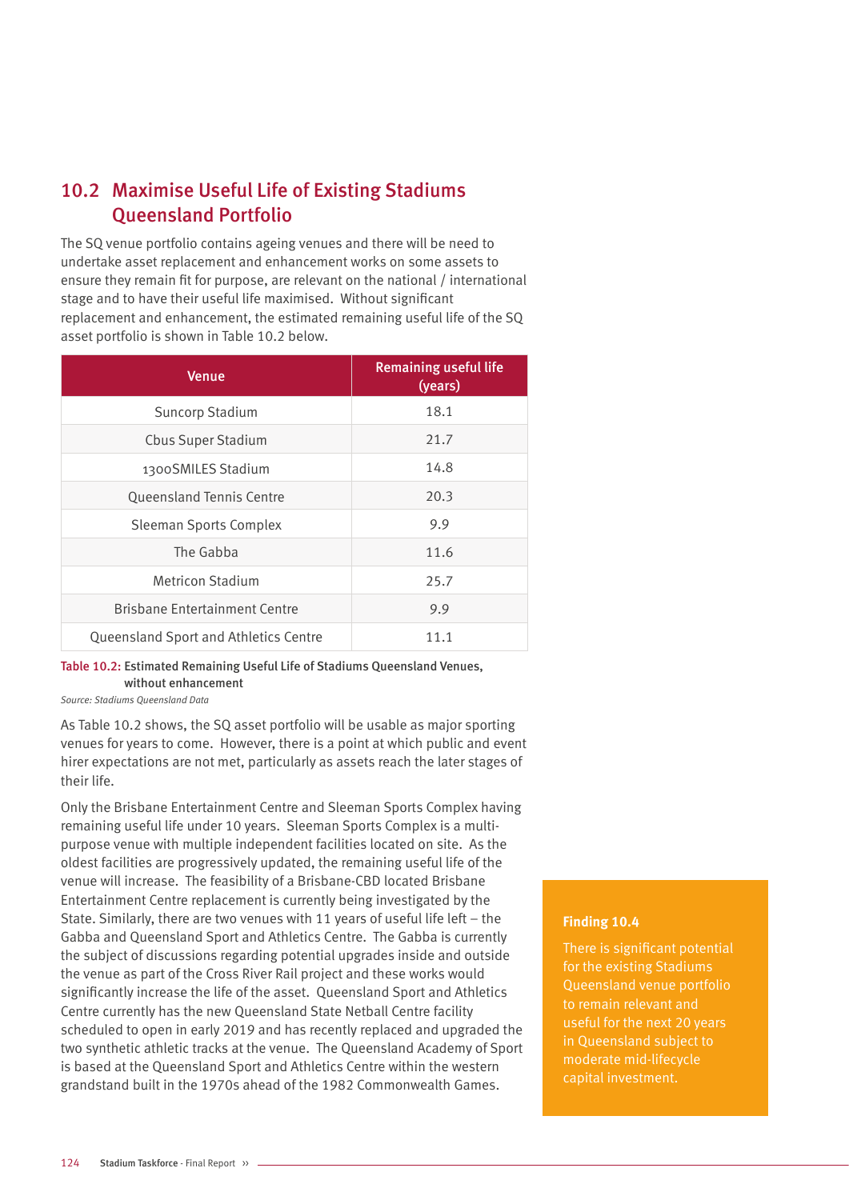## 10.2 Maximise Useful Life of Existing Stadiums Queensland Portfolio

The SQ venue portfolio contains ageing venues and there will be need to undertake asset replacement and enhancement works on some assets to ensure they remain fit for purpose, are relevant on the national / international stage and to have their useful life maximised. Without significant replacement and enhancement, the estimated remaining useful life of the SQ asset portfolio is shown in Table 10.2 below.

| Venue | Remaining useful life (years) |
|---|---|
| Suncorp Stadium | 18.1 |
| Cbus Super Stadium | 21.7 |
| 1300SMILES Stadium | 14.8 |
| Queensland Tennis Centre | 20.3 |
| Sleeman Sports Complex | 9.9 |
| The Gabba | 11.6 |
| Metricon Stadium | 25.7 |
| Brisbane Entertainment Centre | 9.9 |
| Queensland Sport and Athletics Centre | 11.1 |

Table 10.2: **Estimated Remaining Useful Life of Stadiums Queensland Venues, without enhancement**

*Source: Stadiums Queensland Data*

As Table 10.2 shows, the SQ asset portfolio will be usable as major sporting venues for years to come. However, there is a point at which public and event hirer expectations are not met, particularly as assets reach the later stages of their life.

Only the Brisbane Entertainment Centre and Sleeman Sports Complex having remaining useful life under 10 years. Sleeman Sports Complex is a multi-purpose venue with multiple independent facilities located on site. As the oldest facilities are progressively updated, the remaining useful life of the venue will increase. The feasibility of a Brisbane-CBD located Brisbane Entertainment Centre replacement is currently being investigated by the State. Similarly, there are two venues with 11 years of useful life left – the Gabba and Queensland Sport and Athletics Centre. The Gabba is currently the subject of discussions regarding potential upgrades inside and outside the venue as part of the Cross River Rail project and these works would significantly increase the life of the asset. Queensland Sport and Athletics Centre currently has the new Queensland State Netball Centre facility scheduled to open in early 2019 and has recently replaced and upgraded the two synthetic athletic tracks at the venue. The Queensland Academy of Sport is based at the Queensland Sport and Athletics Centre within the western grandstand built in the 1970s ahead of the 1982 Commonwealth Games.

**Finding 10.4**

There is significant potential for the existing Stadiums Queensland venue portfolio to remain relevant and useful for the next 20 years in Queensland subject to moderate mid-lifecycle capital investment.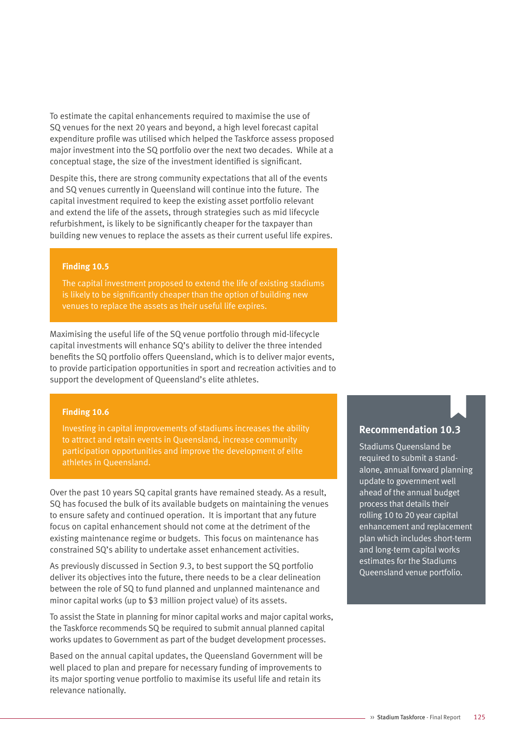To estimate the capital enhancements required to maximise the use of SQ venues for the next 20 years and beyond, a high level forecast capital expenditure profile was utilised which helped the Taskforce assess proposed major investment into the SQ portfolio over the next two decades. While at a conceptual stage, the size of the investment identified is significant.

Despite this, there are strong community expectations that all of the events and SQ venues currently in Queensland will continue into the future. The capital investment required to keep the existing asset portfolio relevant and extend the life of the assets, through strategies such as mid lifecycle refurbishment, is likely to be significantly cheaper for the taxpayer than building new venues to replace the assets as their current useful life expires.

> **Finding 10.5**
>
> The capital investment proposed to extend the life of existing stadiums is likely to be significantly cheaper than the option of building new venues to replace the assets as their useful life expires.

Maximising the useful life of the SQ venue portfolio through mid-lifecycle capital investments will enhance SQ's ability to deliver the three intended benefits the SQ portfolio offers Queensland, which is to deliver major events, to provide participation opportunities in sport and recreation activities and to support the development of Queensland's elite athletes.

> **Finding 10.6**
>
> Investing in capital improvements of stadiums increases the ability to attract and retain events in Queensland, increase community participation opportunities and improve the development of elite athletes in Queensland.

Over the past 10 years SQ capital grants have remained steady. As a result, SQ has focused the bulk of its available budgets on maintaining the venues to ensure safety and continued operation. It is important that any future focus on capital enhancement should not come at the detriment of the existing maintenance regime or budgets. This focus on maintenance has constrained SQ's ability to undertake asset enhancement activities.

As previously discussed in Section 9.3, to best support the SQ portfolio deliver its objectives into the future, there needs to be a clear delineation between the role of SQ to fund planned and unplanned maintenance and minor capital works (up to $3 million project value) of its assets.

To assist the State in planning for minor capital works and major capital works, the Taskforce recommends SQ be required to submit annual planned capital works updates to Government as part of the budget development processes.

Based on the annual capital updates, the Queensland Government will be well placed to plan and prepare for necessary funding of improvements to its major sporting venue portfolio to maximise its useful life and retain its relevance nationally.

> **Recommendation 10.3**
>
> Stadiums Queensland be required to submit a stand-alone, annual forward planning update to government well ahead of the annual budget process that details their rolling 10 to 20 year capital enhancement and replacement plan which includes short-term and long-term capital works estimates for the Stadiums Queensland venue portfolio.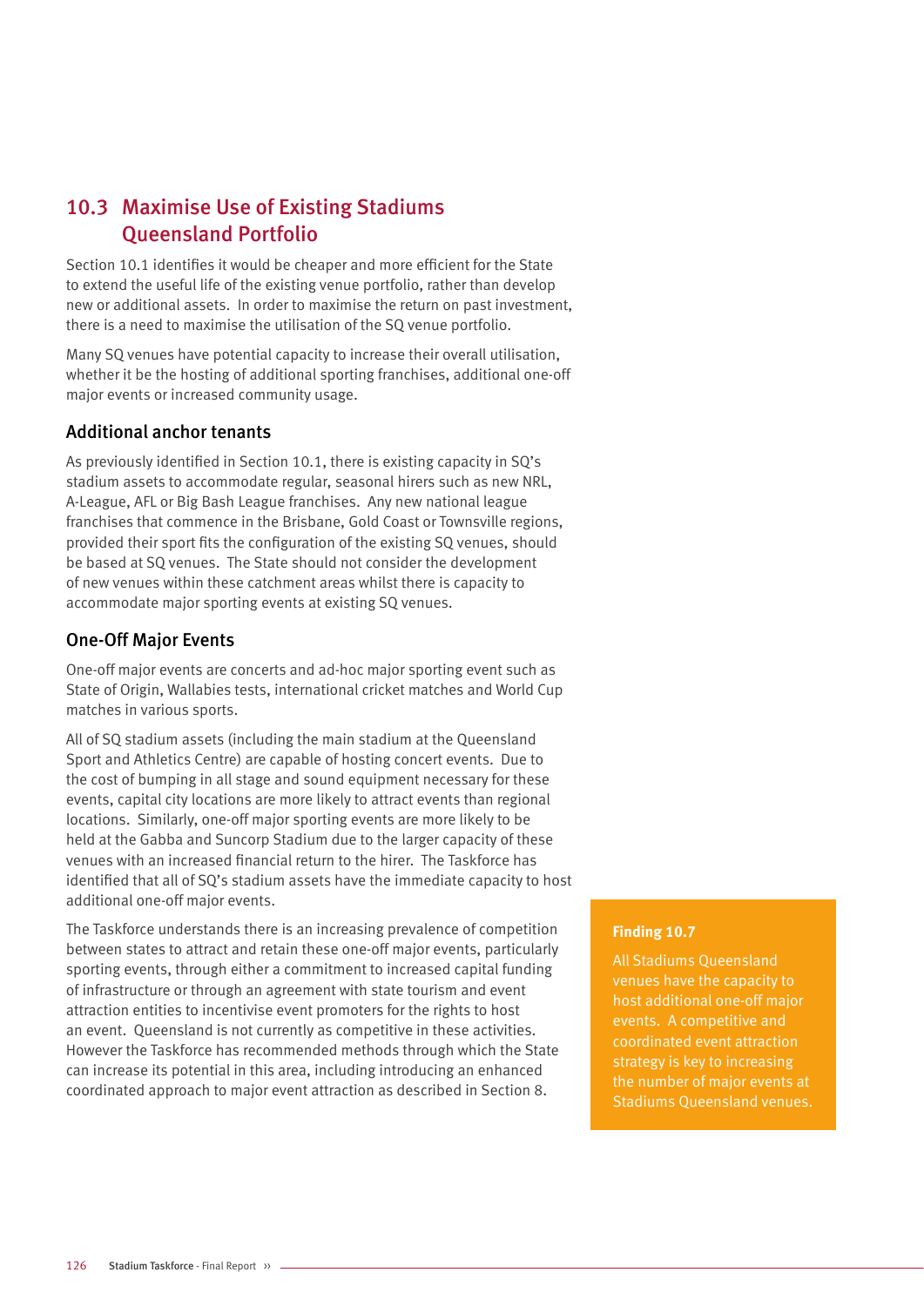## 10.3 Maximise Use of Existing Stadiums Queensland Portfolio

Section 10.1 identifies it would be cheaper and more efficient for the State to extend the useful life of the existing venue portfolio, rather than develop new or additional assets. In order to maximise the return on past investment, there is a need to maximise the utilisation of the SQ venue portfolio.

Many SQ venues have potential capacity to increase their overall utilisation, whether it be the hosting of additional sporting franchises, additional one-off major events or increased community usage.

### Additional anchor tenants

As previously identified in Section 10.1, there is existing capacity in SQ's stadium assets to accommodate regular, seasonal hirers such as new NRL, A-League, AFL or Big Bash League franchises. Any new national league franchises that commence in the Brisbane, Gold Coast or Townsville regions, provided their sport fits the configuration of the existing SQ venues, should be based at SQ venues. The State should not consider the development of new venues within these catchment areas whilst there is capacity to accommodate major sporting events at existing SQ venues.

### One-Off Major Events

One-off major events are concerts and ad-hoc major sporting event such as State of Origin, Wallabies tests, international cricket matches and World Cup matches in various sports.

All of SQ stadium assets (including the main stadium at the Queensland Sport and Athletics Centre) are capable of hosting concert events. Due to the cost of bumping in all stage and sound equipment necessary for these events, capital city locations are more likely to attract events than regional locations. Similarly, one-off major sporting events are more likely to be held at the Gabba and Suncorp Stadium due to the larger capacity of these venues with an increased financial return to the hirer. The Taskforce has identified that all of SQ's stadium assets have the immediate capacity to host additional one-off major events.

The Taskforce understands there is an increasing prevalence of competition between states to attract and retain these one-off major events, particularly sporting events, through either a commitment to increased capital funding of infrastructure or through an agreement with state tourism and event attraction entities to incentivise event promoters for the rights to host an event. Queensland is not currently as competitive in these activities. However the Taskforce has recommended methods through which the State can increase its potential in this area, including introducing an enhanced coordinated approach to major event attraction as described in Section 8.

**Finding 10.7**

All Stadiums Queensland venues have the capacity to host additional one-off major events. A competitive and coordinated event attraction strategy is key to increasing the number of major events at Stadiums Queensland venues.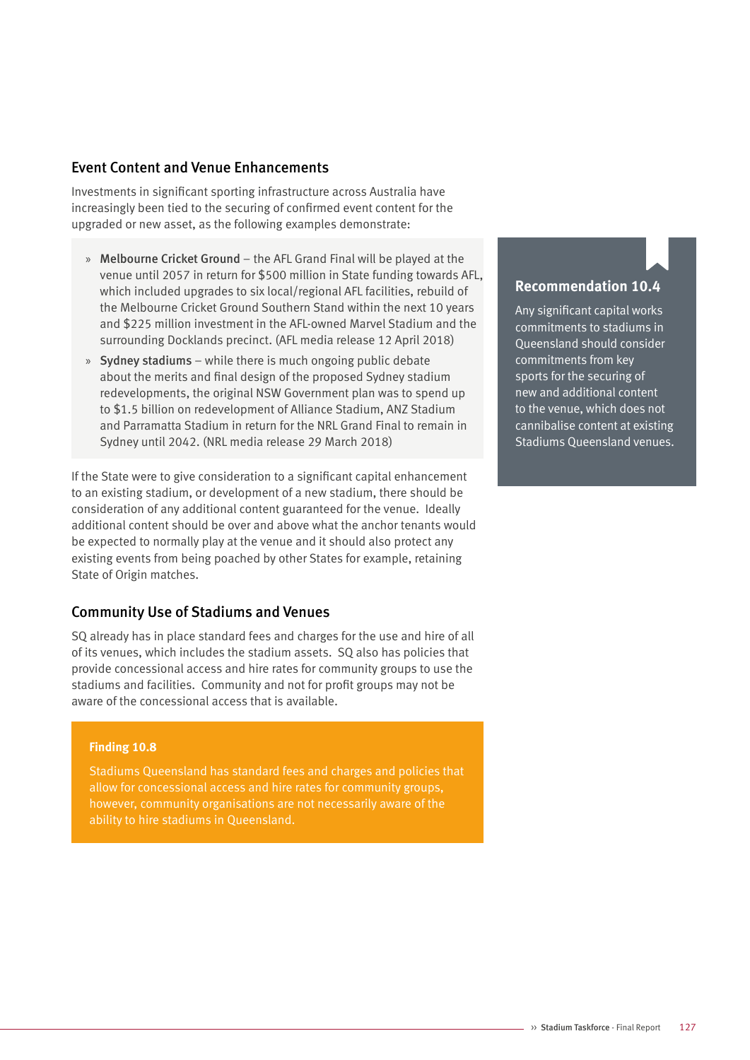## Event Content and Venue Enhancements

Investments in significant sporting infrastructure across Australia have increasingly been tied to the securing of confirmed event content for the upgraded or new asset, as the following examples demonstrate:

- **Melbourne Cricket Ground** – the AFL Grand Final will be played at the venue until 2057 in return for $500 million in State funding towards AFL, which included upgrades to six local/regional AFL facilities, rebuild of the Melbourne Cricket Ground Southern Stand within the next 10 years and $225 million investment in the AFL-owned Marvel Stadium and the surrounding Docklands precinct. (AFL media release 12 April 2018)
- **Sydney stadiums** – while there is much ongoing public debate about the merits and final design of the proposed Sydney stadium redevelopments, the original NSW Government plan was to spend up to $1.5 billion on redevelopment of Alliance Stadium, ANZ Stadium and Parramatta Stadium in return for the NRL Grand Final to remain in Sydney until 2042. (NRL media release 29 March 2018)

If the State were to give consideration to a significant capital enhancement to an existing stadium, or development of a new stadium, there should be consideration of any additional content guaranteed for the venue. Ideally additional content should be over and above what the anchor tenants would be expected to normally play at the venue and it should also protect any existing events from being poached by other States for example, retaining State of Origin matches.

### Recommendation 10.4

Any significant capital works commitments to stadiums in Queensland should consider commitments from key sports for the securing of new and additional content to the venue, which does not cannibalise content at existing Stadiums Queensland venues.

## Community Use of Stadiums and Venues

SQ already has in place standard fees and charges for the use and hire of all of its venues, which includes the stadium assets. SQ also has policies that provide concessional access and hire rates for community groups to use the stadiums and facilities. Community and not for profit groups may not be aware of the concessional access that is available.

### Finding 10.8

Stadiums Queensland has standard fees and charges and policies that allow for concessional access and hire rates for community groups, however, community organisations are not necessarily aware of the ability to hire stadiums in Queensland.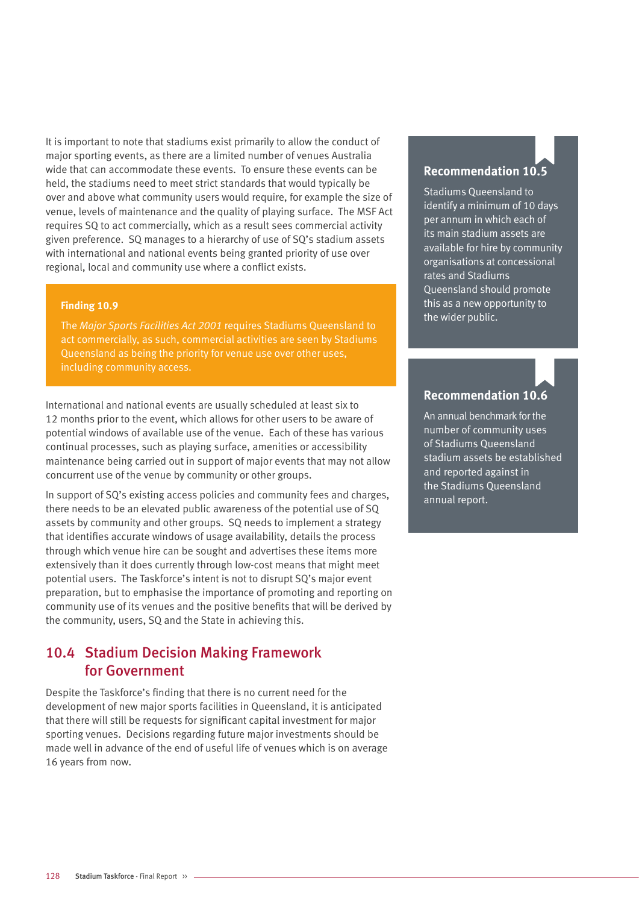It is important to note that stadiums exist primarily to allow the conduct of major sporting events, as there are a limited number of venues Australia wide that can accommodate these events. To ensure these events can be held, the stadiums need to meet strict standards that would typically be over and above what community users would require, for example the size of venue, levels of maintenance and the quality of playing surface. The MSF Act requires SQ to act commercially, which as a result sees commercial activity given preference. SQ manages to a hierarchy of use of SQ's stadium assets with international and national events being granted priority of use over regional, local and community use where a conflict exists.

**Finding 10.9**

The *Major Sports Facilities Act 2001* requires Stadiums Queensland to act commercially, as such, commercial activities are seen by Stadiums Queensland as being the priority for venue use over other uses, including community access.

International and national events are usually scheduled at least six to 12 months prior to the event, which allows for other users to be aware of potential windows of available use of the venue. Each of these has various continual processes, such as playing surface, amenities or accessibility maintenance being carried out in support of major events that may not allow concurrent use of the venue by community or other groups.

In support of SQ's existing access policies and community fees and charges, there needs to be an elevated public awareness of the potential use of SQ assets by community and other groups. SQ needs to implement a strategy that identifies accurate windows of usage availability, details the process through which venue hire can be sought and advertises these items more extensively than it does currently through low-cost means that might meet potential users. The Taskforce's intent is not to disrupt SQ's major event preparation, but to emphasise the importance of promoting and reporting on community use of its venues and the positive benefits that will be derived by the community, users, SQ and the State in achieving this.

## 10.4 Stadium Decision Making Framework for Government

Despite the Taskforce's finding that there is no current need for the development of new major sports facilities in Queensland, it is anticipated that there will still be requests for significant capital investment for major sporting venues. Decisions regarding future major investments should be made well in advance of the end of useful life of venues which is on average 16 years from now.

**Recommendation 10.5**

Stadiums Queensland to identify a minimum of 10 days per annum in which each of its main stadium assets are available for hire by community organisations at concessional rates and Stadiums Queensland should promote this as a new opportunity to the wider public.

**Recommendation 10.6**

An annual benchmark for the number of community uses of Stadiums Queensland stadium assets be established and reported against in the Stadiums Queensland annual report.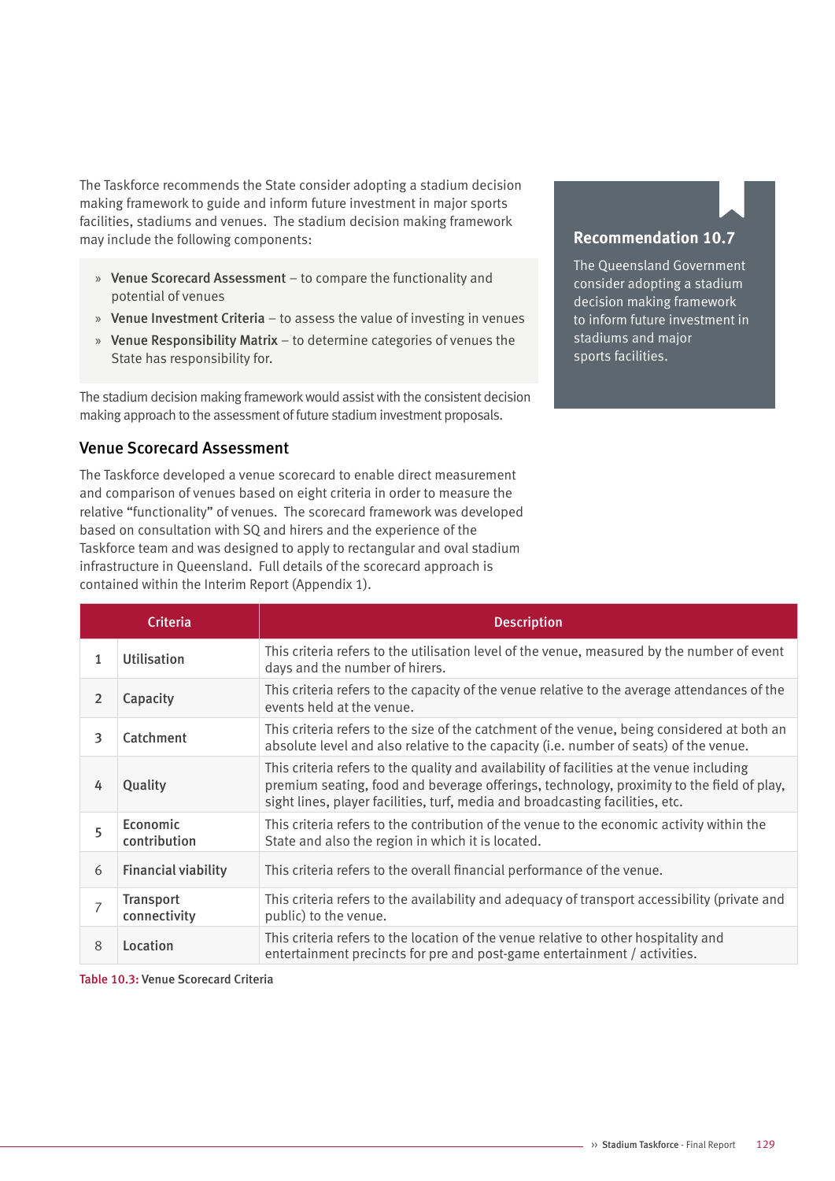The Taskforce recommends the State consider adopting a stadium decision making framework to guide and inform future investment in major sports facilities, stadiums and venues. The stadium decision making framework may include the following components:

- **Venue Scorecard Assessment** – to compare the functionality and potential of venues
- **Venue Investment Criteria** – to assess the value of investing in venues
- **Venue Responsibility Matrix** – to determine categories of venues the State has responsibility for.

The stadium decision making framework would assist with the consistent decision making approach to the assessment of future stadium investment proposals.

> **Recommendation 10.7**
>
> The Queensland Government consider adopting a stadium decision making framework to inform future investment in stadiums and major sports facilities.

## Venue Scorecard Assessment

The Taskforce developed a venue scorecard to enable direct measurement and comparison of venues based on eight criteria in order to measure the relative "functionality" of venues. The scorecard framework was developed based on consultation with SQ and hirers and the experience of the Taskforce team and was designed to apply to rectangular and oval stadium infrastructure in Queensland. Full details of the scorecard approach is contained within the Interim Report (Appendix 1).

| | Criteria | Description |
|---|---|---|
| 1 | Utilisation | This criteria refers to the utilisation level of the venue, measured by the number of event days and the number of hirers. |
| 2 | Capacity | This criteria refers to the capacity of the venue relative to the average attendances of the events held at the venue. |
| 3 | Catchment | This criteria refers to the size of the catchment of the venue, being considered at both an absolute level and also relative to the capacity (i.e. number of seats) of the venue. |
| 4 | Quality | This criteria refers to the quality and availability of facilities at the venue including premium seating, food and beverage offerings, technology, proximity to the field of play, sight lines, player facilities, turf, media and broadcasting facilities, etc. |
| 5 | Economic contribution | This criteria refers to the contribution of the venue to the economic activity within the State and also the region in which it is located. |
| 6 | Financial viability | This criteria refers to the overall financial performance of the venue. |
| 7 | Transport connectivity | This criteria refers to the availability and adequacy of transport accessibility (private and public) to the venue. |
| 8 | Location | This criteria refers to the location of the venue relative to other hospitality and entertainment precincts for pre and post-game entertainment / activities. |

Table 10.3: Venue Scorecard Criteria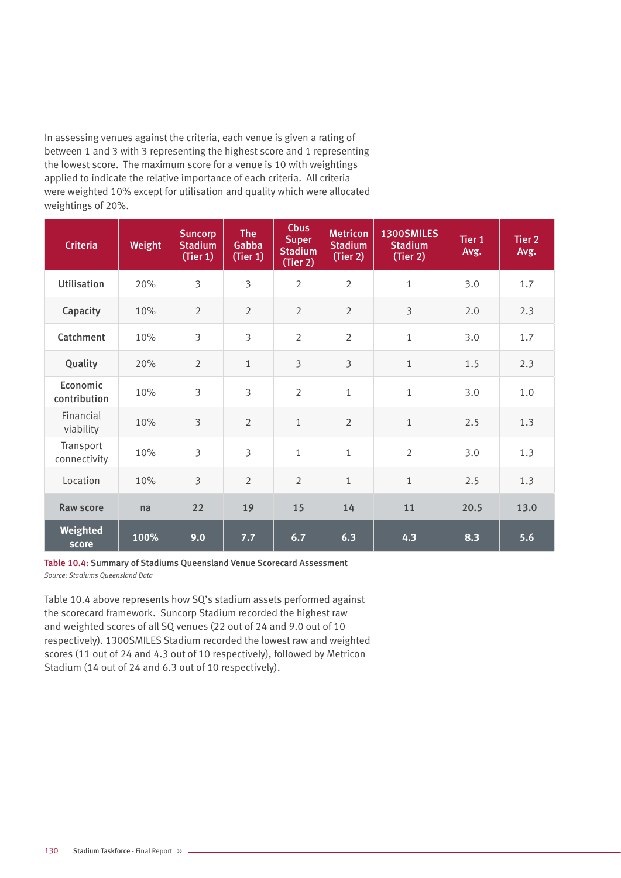In assessing venues against the criteria, each venue is given a rating of between 1 and 3 with 3 representing the highest score and 1 representing the lowest score. The maximum score for a venue is 10 with weightings applied to indicate the relative importance of each criteria. All criteria were weighted 10% except for utilisation and quality which were allocated weightings of 20%.

| Criteria | Weight | Suncorp Stadium (Tier 1) | The Gabba (Tier 1) | Cbus Super Stadium (Tier 2) | Metricon Stadium (Tier 2) | 1300SMILES Stadium (Tier 2) | Tier 1 Avg. | Tier 2 Avg. |
|---|---|---|---|---|---|---|---|---|
| **Utilisation** | 20% | 3 | 3 | 2 | 2 | 1 | 3.0 | 1.7 |
| **Capacity** | 10% | 2 | 2 | 2 | 2 | 3 | 2.0 | 2.3 |
| **Catchment** | 10% | 3 | 3 | 2 | 2 | 1 | 3.0 | 1.7 |
| **Quality** | 20% | 2 | 1 | 3 | 3 | 1 | 1.5 | 2.3 |
| **Economic contribution** | 10% | 3 | 3 | 2 | 1 | 1 | 3.0 | 1.0 |
| Financial viability | 10% | 3 | 2 | 1 | 2 | 1 | 2.5 | 1.3 |
| Transport connectivity | 10% | 3 | 3 | 1 | 1 | 2 | 3.0 | 1.3 |
| Location | 10% | 3 | 2 | 2 | 1 | 1 | 2.5 | 1.3 |
| **Raw score** | **na** | **22** | **19** | **15** | **14** | **11** | **20.5** | **13.0** |
| **Weighted score** | **100%** | **9.0** | **7.7** | **6.7** | **6.3** | **4.3** | **8.3** | **5.6** |

**Table 10.4: Summary of Stadiums Queensland Venue Scorecard Assessment**
*Source: Stadiums Queensland Data*

Table 10.4 above represents how SQ's stadium assets performed against the scorecard framework. Suncorp Stadium recorded the highest raw and weighted scores of all SQ venues (22 out of 24 and 9.0 out of 10 respectively). 1300SMILES Stadium recorded the lowest raw and weighted scores (11 out of 24 and 4.3 out of 10 respectively), followed by Metricon Stadium (14 out of 24 and 6.3 out of 10 respectively).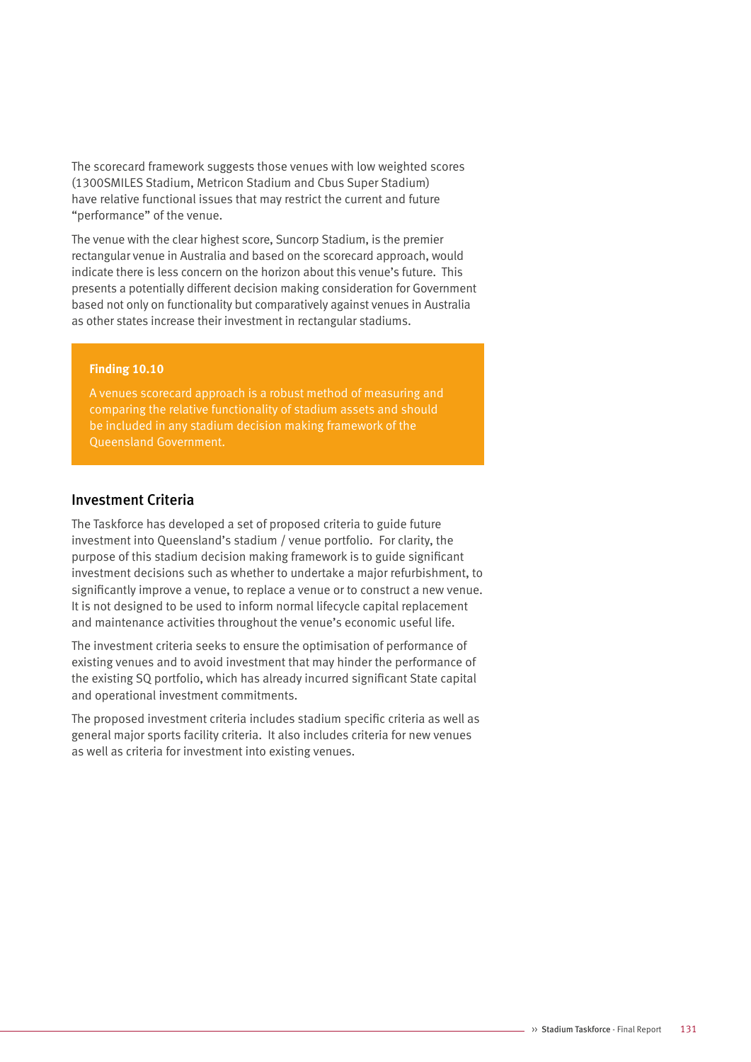The scorecard framework suggests those venues with low weighted scores (1300SMILES Stadium, Metricon Stadium and Cbus Super Stadium) have relative functional issues that may restrict the current and future "performance" of the venue.

The venue with the clear highest score, Suncorp Stadium, is the premier rectangular venue in Australia and based on the scorecard approach, would indicate there is less concern on the horizon about this venue's future. This presents a potentially different decision making consideration for Government based not only on functionality but comparatively against venues in Australia as other states increase their investment in rectangular stadiums.

> **Finding 10.10**
>
> A venues scorecard approach is a robust method of measuring and comparing the relative functionality of stadium assets and should be included in any stadium decision making framework of the Queensland Government.

## Investment Criteria

The Taskforce has developed a set of proposed criteria to guide future investment into Queensland's stadium / venue portfolio. For clarity, the purpose of this stadium decision making framework is to guide significant investment decisions such as whether to undertake a major refurbishment, to significantly improve a venue, to replace a venue or to construct a new venue. It is not designed to be used to inform normal lifecycle capital replacement and maintenance activities throughout the venue's economic useful life.

The investment criteria seeks to ensure the optimisation of performance of existing venues and to avoid investment that may hinder the performance of the existing SQ portfolio, which has already incurred significant State capital and operational investment commitments.

The proposed investment criteria includes stadium specific criteria as well as general major sports facility criteria. It also includes criteria for new venues as well as criteria for investment into existing venues.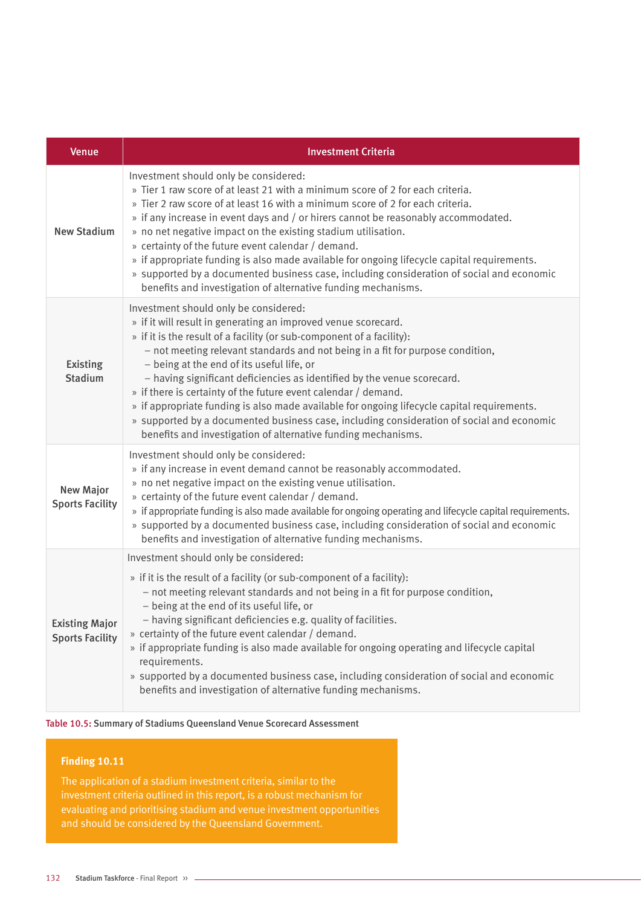| Venue | Investment Criteria |
|---|---|
| **New Stadium** | Investment should only be considered:<br>» Tier 1 raw score of at least 21 with a minimum score of 2 for each criteria.<br>» Tier 2 raw score of at least 16 with a minimum score of 2 for each criteria.<br>» if any increase in event days and / or hirers cannot be reasonably accommodated.<br>» no net negative impact on the existing stadium utilisation.<br>» certainty of the future event calendar / demand.<br>» if appropriate funding is also made available for ongoing lifecycle capital requirements.<br>» supported by a documented business case, including consideration of social and economic benefits and investigation of alternative funding mechanisms. |
| **Existing Stadium** | Investment should only be considered:<br>» if it will result in generating an improved venue scorecard.<br>» if it is the result of a facility (or sub-component of a facility):<br>– not meeting relevant standards and not being in a fit for purpose condition,<br>– being at the end of its useful life, or<br>– having significant deficiencies as identified by the venue scorecard.<br>» if there is certainty of the future event calendar / demand.<br>» if appropriate funding is also made available for ongoing lifecycle capital requirements.<br>» supported by a documented business case, including consideration of social and economic benefits and investigation of alternative funding mechanisms. |
| **New Major Sports Facility** | Investment should only be considered:<br>» if any increase in event demand cannot be reasonably accommodated.<br>» no net negative impact on the existing venue utilisation.<br>» certainty of the future event calendar / demand.<br>» if appropriate funding is also made available for ongoing operating and lifecycle capital requirements.<br>» supported by a documented business case, including consideration of social and economic benefits and investigation of alternative funding mechanisms. |
| **Existing Major Sports Facility** | Investment should only be considered:<br>» if it is the result of a facility (or sub-component of a facility):<br>– not meeting relevant standards and not being in a fit for purpose condition,<br>– being at the end of its useful life, or<br>– having significant deficiencies e.g. quality of facilities.<br>» certainty of the future event calendar / demand.<br>» if appropriate funding is also made available for ongoing operating and lifecycle capital requirements.<br>» supported by a documented business case, including consideration of social and economic benefits and investigation of alternative funding mechanisms. |

**Table 10.5:** Summary of Stadiums Queensland Venue Scorecard Assessment

**Finding 10.11**

The application of a stadium investment criteria, similar to the investment criteria outlined in this report, is a robust mechanism for evaluating and prioritising stadium and venue investment opportunities and should be considered by the Queensland Government.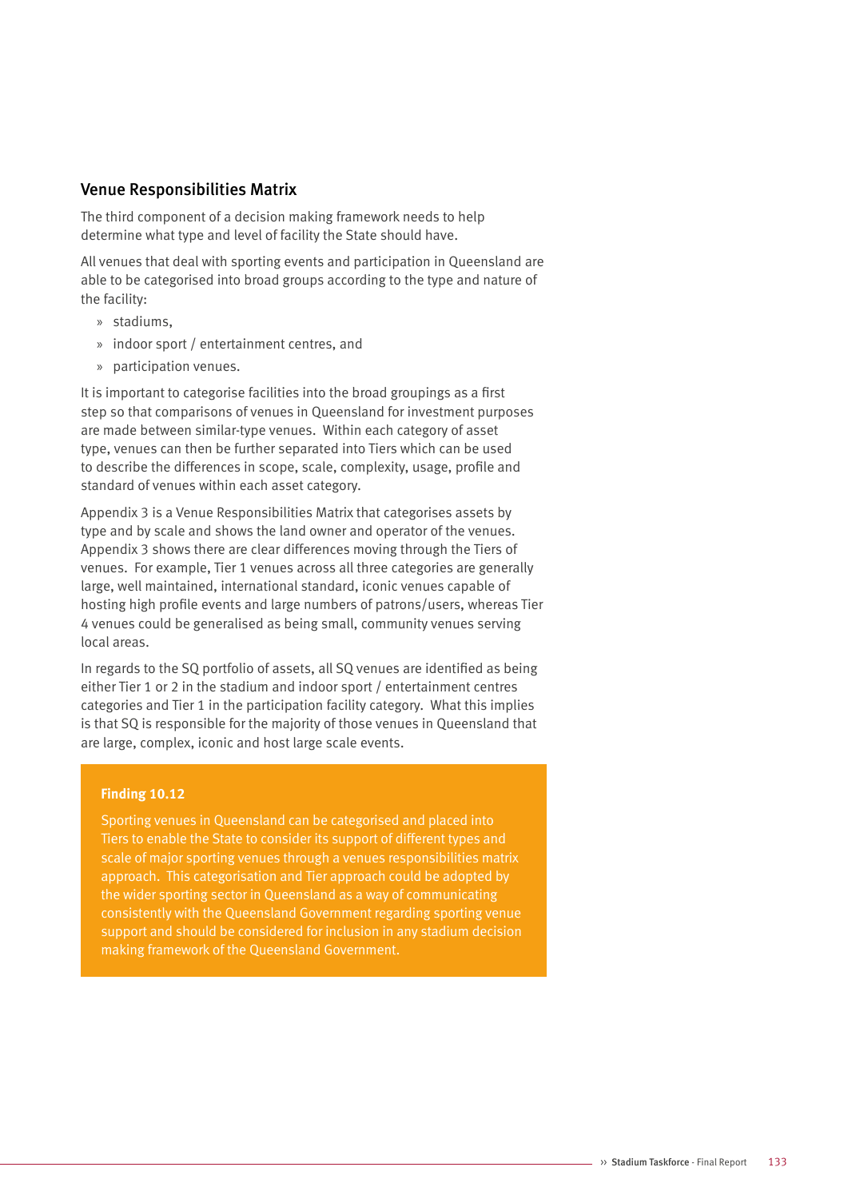## Venue Responsibilities Matrix

The third component of a decision making framework needs to help determine what type and level of facility the State should have.

All venues that deal with sporting events and participation in Queensland are able to be categorised into broad groups according to the type and nature of the facility:

- stadiums,
- indoor sport / entertainment centres, and
- participation venues.

It is important to categorise facilities into the broad groupings as a first step so that comparisons of venues in Queensland for investment purposes are made between similar-type venues. Within each category of asset type, venues can then be further separated into Tiers which can be used to describe the differences in scope, scale, complexity, usage, profile and standard of venues within each asset category.

Appendix 3 is a Venue Responsibilities Matrix that categorises assets by type and by scale and shows the land owner and operator of the venues. Appendix 3 shows there are clear differences moving through the Tiers of venues. For example, Tier 1 venues across all three categories are generally large, well maintained, international standard, iconic venues capable of hosting high profile events and large numbers of patrons/users, whereas Tier 4 venues could be generalised as being small, community venues serving local areas.

In regards to the SQ portfolio of assets, all SQ venues are identified as being either Tier 1 or 2 in the stadium and indoor sport / entertainment centres categories and Tier 1 in the participation facility category. What this implies is that SQ is responsible for the majority of those venues in Queensland that are large, complex, iconic and host large scale events.

**Finding 10.12**

Sporting venues in Queensland can be categorised and placed into Tiers to enable the State to consider its support of different types and scale of major sporting venues through a venues responsibilities matrix approach. This categorisation and Tier approach could be adopted by the wider sporting sector in Queensland as a way of communicating consistently with the Queensland Government regarding sporting venue support and should be considered for inclusion in any stadium decision making framework of the Queensland Government.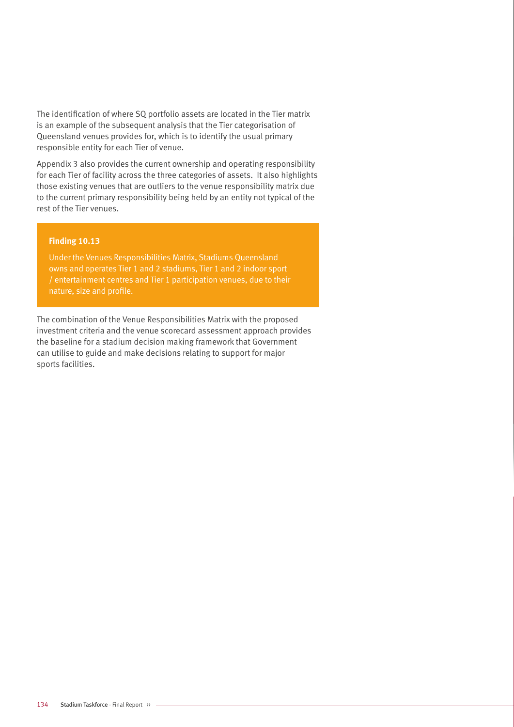The identification of where SQ portfolio assets are located in the Tier matrix is an example of the subsequent analysis that the Tier categorisation of Queensland venues provides for, which is to identify the usual primary responsible entity for each Tier of venue.

Appendix 3 also provides the current ownership and operating responsibility for each Tier of facility across the three categories of assets. It also highlights those existing venues that are outliers to the venue responsibility matrix due to the current primary responsibility being held by an entity not typical of the rest of the Tier venues.

> **Finding 10.13**
>
> Under the Venues Responsibilities Matrix, Stadiums Queensland owns and operates Tier 1 and 2 stadiums, Tier 1 and 2 indoor sport / entertainment centres and Tier 1 participation venues, due to their nature, size and profile.

The combination of the Venue Responsibilities Matrix with the proposed investment criteria and the venue scorecard assessment approach provides the baseline for a stadium decision making framework that Government can utilise to guide and make decisions relating to support for major sports facilities.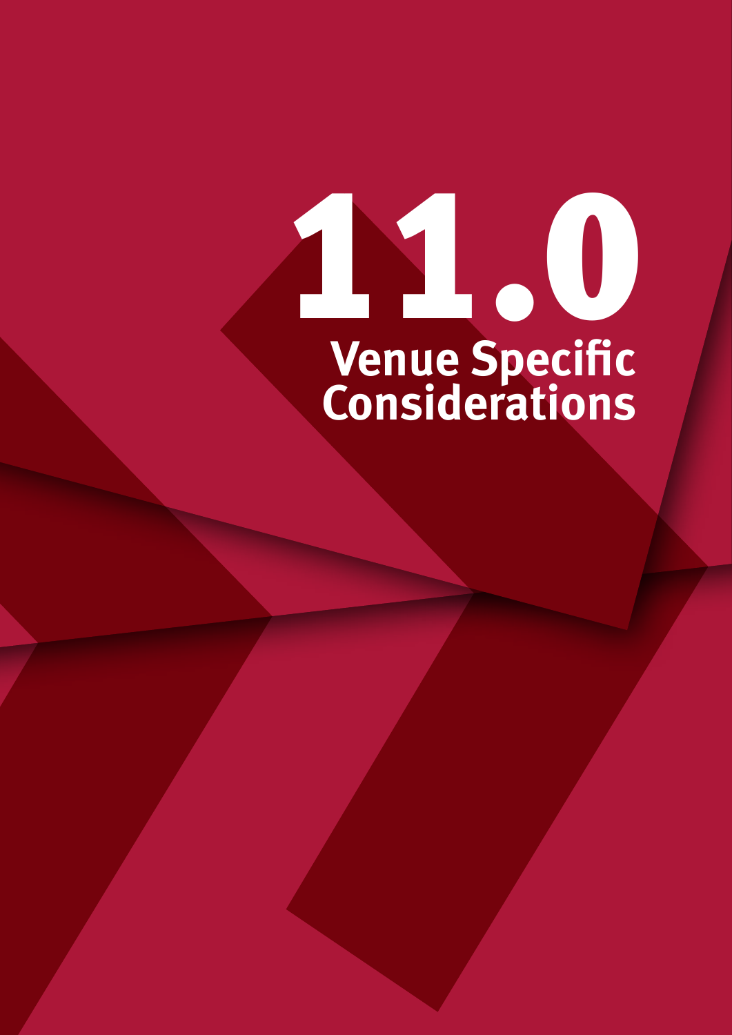# 11.0 Venue Specific Considerations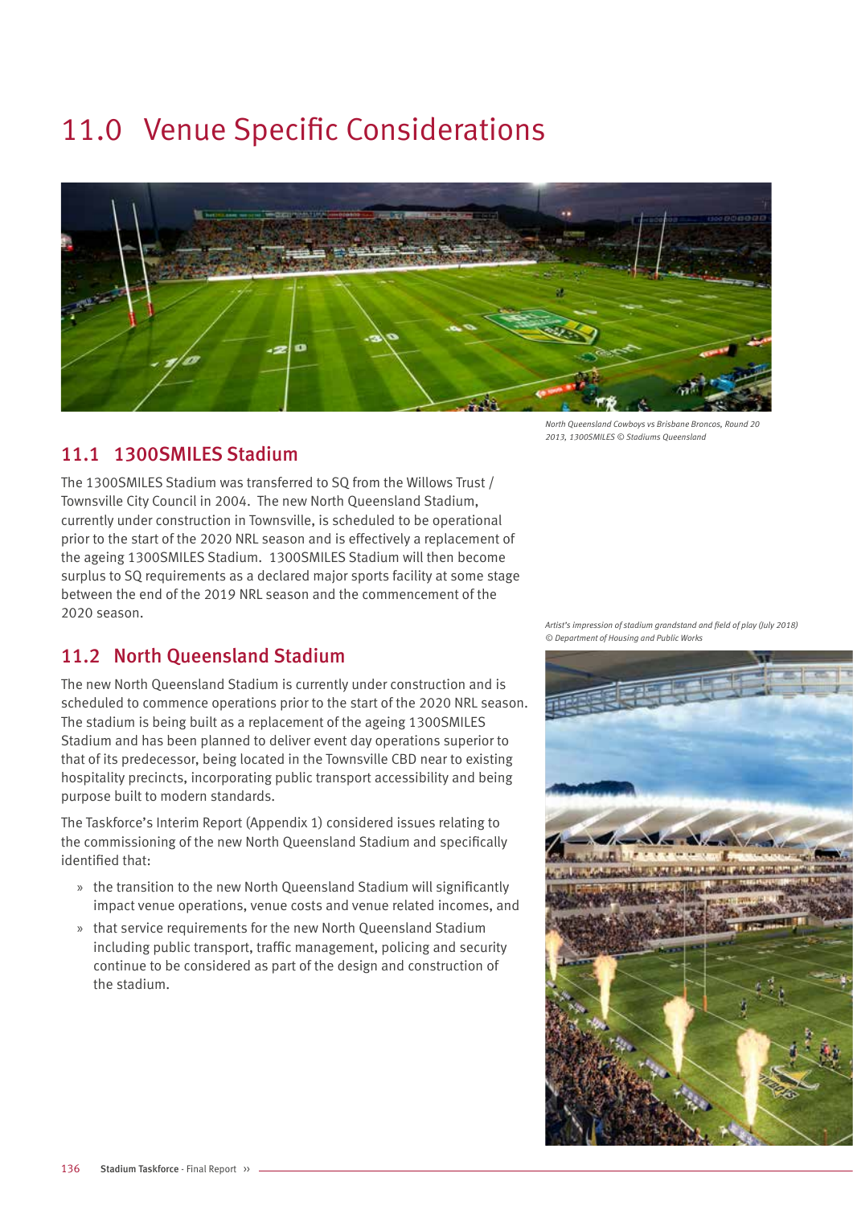# 11.0 Venue Specific Considerations

*North Queensland Cowboys vs Brisbane Broncos, Round 20 2013, 1300SMILES © Stadiums Queensland*

## 11.1 1300SMILES Stadium

The 1300SMILES Stadium was transferred to SQ from the Willows Trust / Townsville City Council in 2004. The new North Queensland Stadium, currently under construction in Townsville, is scheduled to be operational prior to the start of the 2020 NRL season and is effectively a replacement of the ageing 1300SMILES Stadium. 1300SMILES Stadium will then become surplus to SQ requirements as a declared major sports facility at some stage between the end of the 2019 NRL season and the commencement of the 2020 season.

*Artist's impression of stadium grandstand and field of play (July 2018) © Department of Housing and Public Works*

## 11.2 North Queensland Stadium

The new North Queensland Stadium is currently under construction and is scheduled to commence operations prior to the start of the 2020 NRL season. The stadium is being built as a replacement of the ageing 1300SMILES Stadium and has been planned to deliver event day operations superior to that of its predecessor, being located in the Townsville CBD near to existing hospitality precincts, incorporating public transport accessibility and being purpose built to modern standards.

The Taskforce's Interim Report (Appendix 1) considered issues relating to the commissioning of the new North Queensland Stadium and specifically identified that:

- the transition to the new North Queensland Stadium will significantly impact venue operations, venue costs and venue related incomes, and
- that service requirements for the new North Queensland Stadium including public transport, traffic management, policing and security continue to be considered as part of the design and construction of the stadium.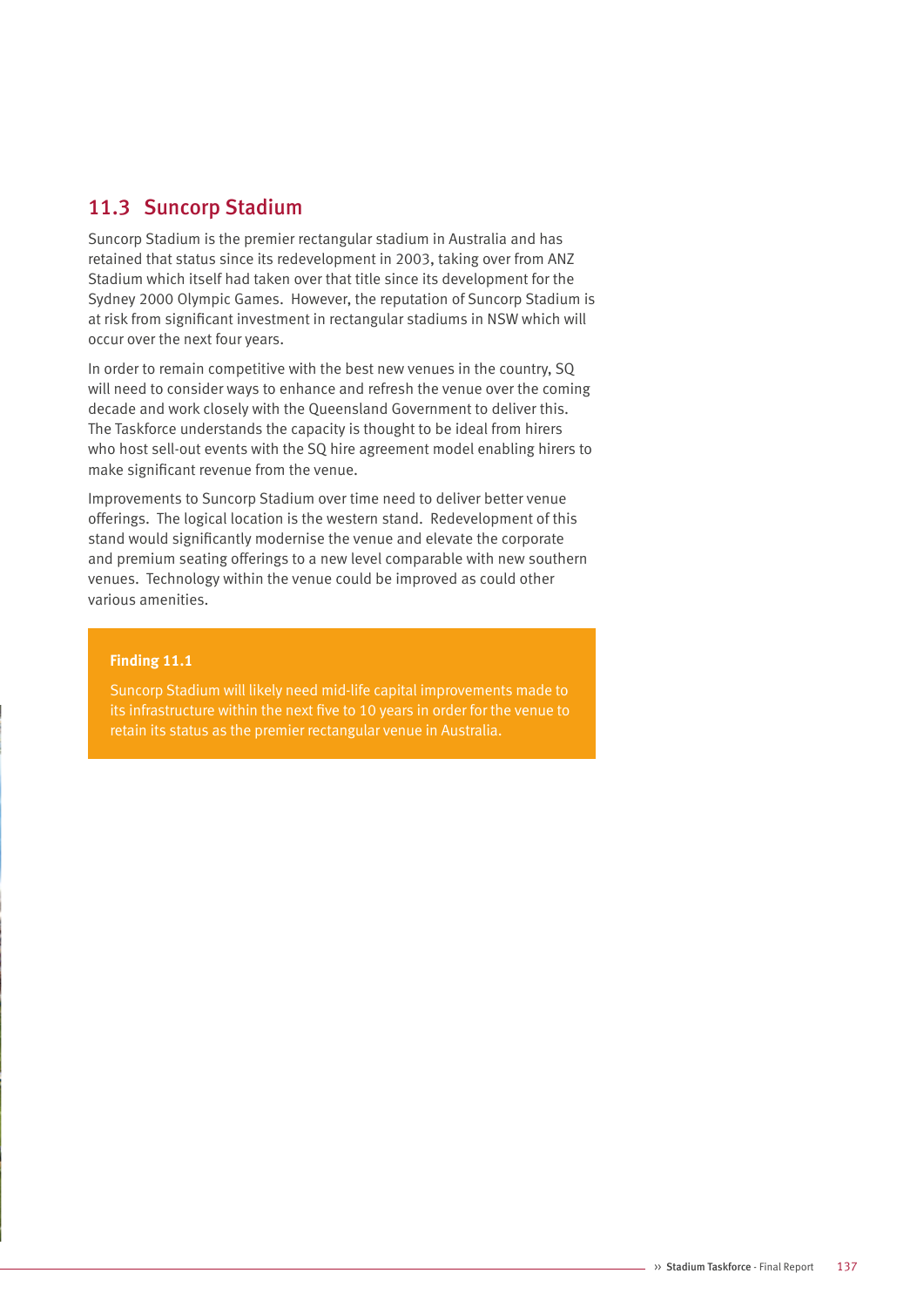## 11.3 Suncorp Stadium

Suncorp Stadium is the premier rectangular stadium in Australia and has retained that status since its redevelopment in 2003, taking over from ANZ Stadium which itself had taken over that title since its development for the Sydney 2000 Olympic Games. However, the reputation of Suncorp Stadium is at risk from significant investment in rectangular stadiums in NSW which will occur over the next four years.

In order to remain competitive with the best new venues in the country, SQ will need to consider ways to enhance and refresh the venue over the coming decade and work closely with the Queensland Government to deliver this. The Taskforce understands the capacity is thought to be ideal from hirers who host sell-out events with the SQ hire agreement model enabling hirers to make significant revenue from the venue.

Improvements to Suncorp Stadium over time need to deliver better venue offerings. The logical location is the western stand. Redevelopment of this stand would significantly modernise the venue and elevate the corporate and premium seating offerings to a new level comparable with new southern venues. Technology within the venue could be improved as could other various amenities.

> **Finding 11.1**
>
> Suncorp Stadium will likely need mid-life capital improvements made to its infrastructure within the next five to 10 years in order for the venue to retain its status as the premier rectangular venue in Australia.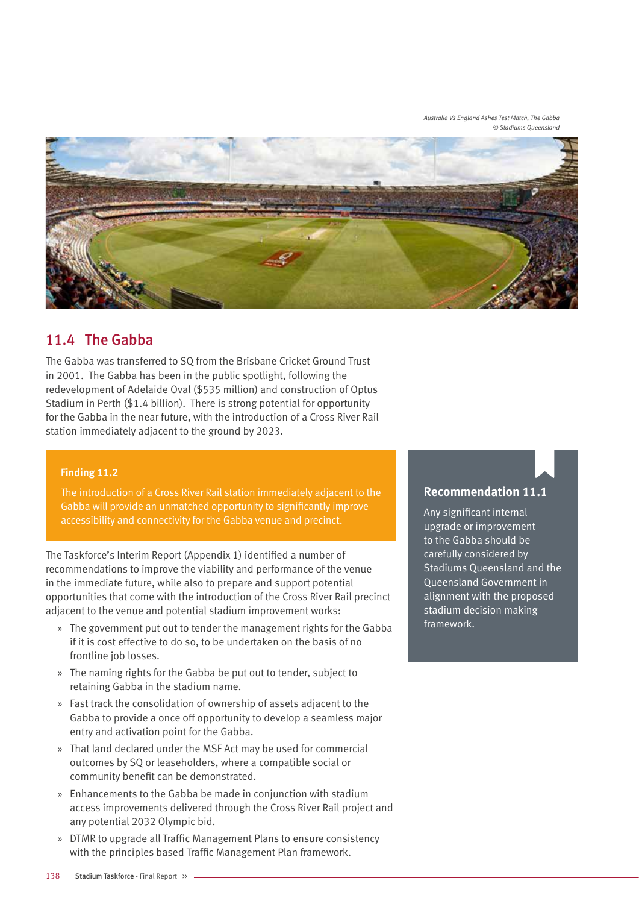*Australia Vs England Ashes Test Match, The Gabba*
*© Stadiums Queensland*

## 11.4 The Gabba

The Gabba was transferred to SQ from the Brisbane Cricket Ground Trust in 2001. The Gabba has been in the public spotlight, following the redevelopment of Adelaide Oval ($535 million) and construction of Optus Stadium in Perth ($1.4 billion). There is strong potential for opportunity for the Gabba in the near future, with the introduction of a Cross River Rail station immediately adjacent to the ground by 2023.

> **Finding 11.2**
>
> The introduction of a Cross River Rail station immediately adjacent to the Gabba will provide an unmatched opportunity to significantly improve accessibility and connectivity for the Gabba venue and precinct.

The Taskforce's Interim Report (Appendix 1) identified a number of recommendations to improve the viability and performance of the venue in the immediate future, while also to prepare and support potential opportunities that come with the introduction of the Cross River Rail precinct adjacent to the venue and potential stadium improvement works:

- The government put out to tender the management rights for the Gabba if it is cost effective to do so, to be undertaken on the basis of no frontline job losses.
- The naming rights for the Gabba be put out to tender, subject to retaining Gabba in the stadium name.
- Fast track the consolidation of ownership of assets adjacent to the Gabba to provide a once off opportunity to develop a seamless major entry and activation point for the Gabba.
- That land declared under the MSF Act may be used for commercial outcomes by SQ or leaseholders, where a compatible social or community benefit can be demonstrated.
- Enhancements to the Gabba be made in conjunction with stadium access improvements delivered through the Cross River Rail project and any potential 2032 Olympic bid.
- DTMR to upgrade all Traffic Management Plans to ensure consistency with the principles based Traffic Management Plan framework.

> **Recommendation 11.1**
>
> Any significant internal upgrade or improvement to the Gabba should be carefully considered by Stadiums Queensland and the Queensland Government in alignment with the proposed stadium decision making framework.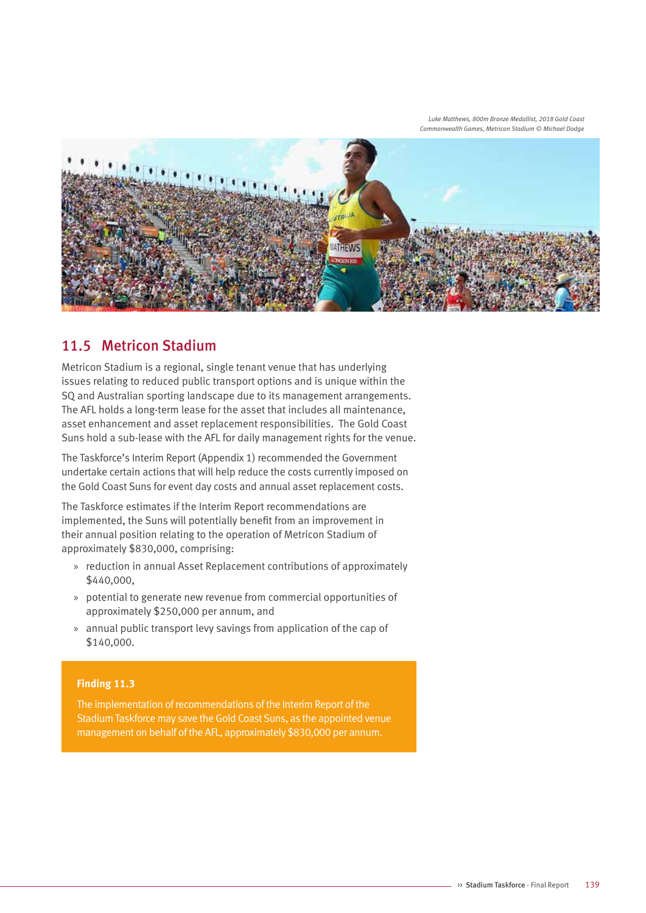Luke Matthews, 800m Bronze Medallist, 2018 Gold Coast Commonwealth Games, Metricon Stadium © Michael Dodge

## 11.5 Metricon Stadium

Metricon Stadium is a regional, single tenant venue that has underlying issues relating to reduced public transport options and is unique within the SQ and Australian sporting landscape due to its management arrangements. The AFL holds a long-term lease for the asset that includes all maintenance, asset enhancement and asset replacement responsibilities. The Gold Coast Suns hold a sub-lease with the AFL for daily management rights for the venue.

The Taskforce's Interim Report (Appendix 1) recommended the Government undertake certain actions that will help reduce the costs currently imposed on the Gold Coast Suns for event day costs and annual asset replacement costs.

The Taskforce estimates if the Interim Report recommendations are implemented, the Suns will potentially benefit from an improvement in their annual position relating to the operation of Metricon Stadium of approximately $830,000, comprising:

- reduction in annual Asset Replacement contributions of approximately $440,000,
- potential to generate new revenue from commercial opportunities of approximately $250,000 per annum, and
- annual public transport levy savings from application of the cap of $140,000.

**Finding 11.3**

The implementation of recommendations of the Interim Report of the Stadium Taskforce may save the Gold Coast Suns, as the appointed venue management on behalf of the AFL, approximately $830,000 per annum.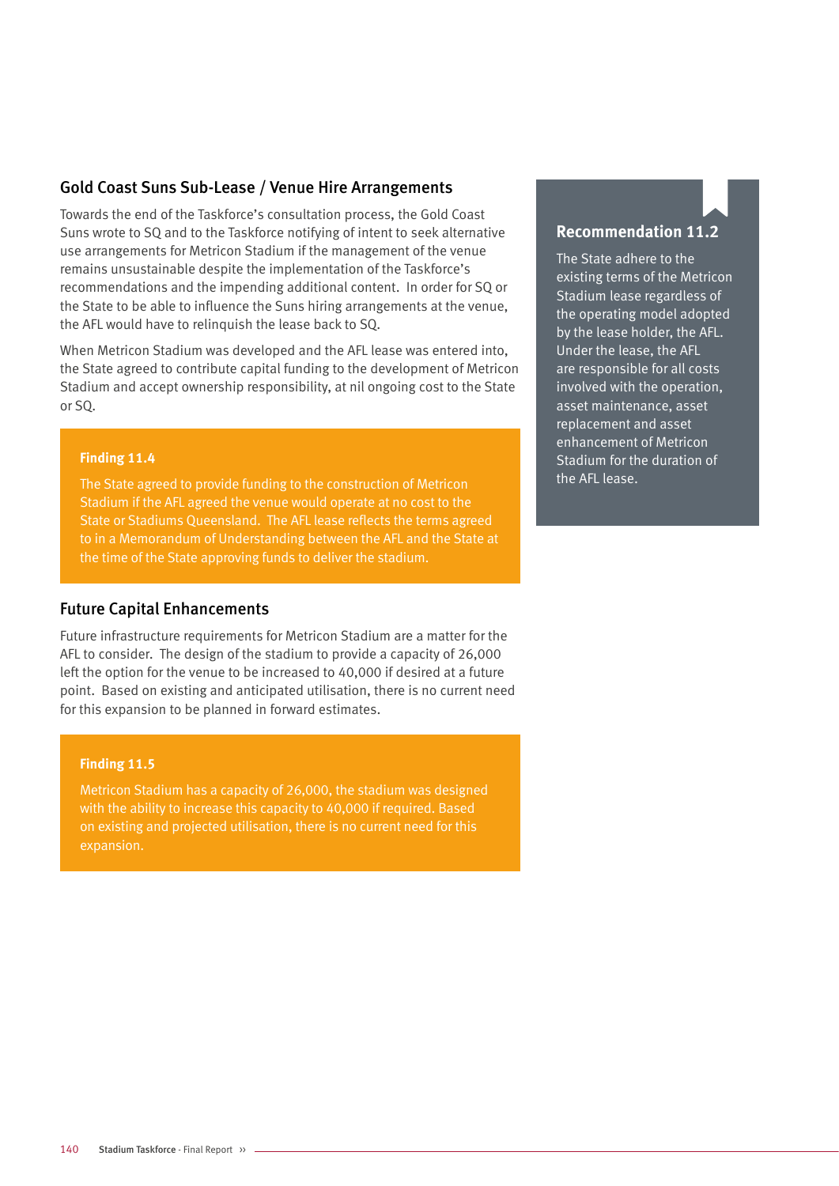## Gold Coast Suns Sub-Lease / Venue Hire Arrangements

Towards the end of the Taskforce's consultation process, the Gold Coast Suns wrote to SQ and to the Taskforce notifying of intent to seek alternative use arrangements for Metricon Stadium if the management of the venue remains unsustainable despite the implementation of the Taskforce's recommendations and the impending additional content. In order for SQ or the State to be able to influence the Suns hiring arrangements at the venue, the AFL would have to relinquish the lease back to SQ.

When Metricon Stadium was developed and the AFL lease was entered into, the State agreed to contribute capital funding to the development of Metricon Stadium and accept ownership responsibility, at nil ongoing cost to the State or SQ.

**Finding 11.4**

The State agreed to provide funding to the construction of Metricon Stadium if the AFL agreed the venue would operate at no cost to the State or Stadiums Queensland. The AFL lease reflects the terms agreed to in a Memorandum of Understanding between the AFL and the State at the time of the State approving funds to deliver the stadium.

## Future Capital Enhancements

Future infrastructure requirements for Metricon Stadium are a matter for the AFL to consider. The design of the stadium to provide a capacity of 26,000 left the option for the venue to be increased to 40,000 if desired at a future point. Based on existing and anticipated utilisation, there is no current need for this expansion to be planned in forward estimates.

**Finding 11.5**

Metricon Stadium has a capacity of 26,000, the stadium was designed with the ability to increase this capacity to 40,000 if required. Based on existing and projected utilisation, there is no current need for this expansion.

**Recommendation 11.2**

The State adhere to the existing terms of the Metricon Stadium lease regardless of the operating model adopted by the lease holder, the AFL. Under the lease, the AFL are responsible for all costs involved with the operation, asset maintenance, asset replacement and asset enhancement of Metricon Stadium for the duration of the AFL lease.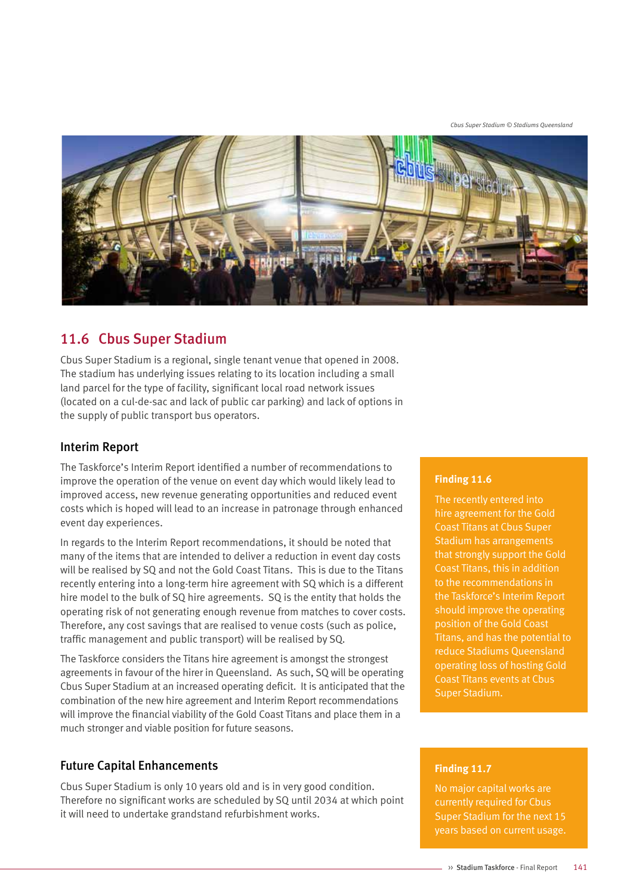Cbus Super Stadium © Stadiums Queensland

## 11.6 Cbus Super Stadium

Cbus Super Stadium is a regional, single tenant venue that opened in 2008. The stadium has underlying issues relating to its location including a small land parcel for the type of facility, significant local road network issues (located on a cul-de-sac and lack of public car parking) and lack of options in the supply of public transport bus operators.

### Interim Report

The Taskforce's Interim Report identified a number of recommendations to improve the operation of the venue on event day which would likely lead to improved access, new revenue generating opportunities and reduced event costs which is hoped will lead to an increase in patronage through enhanced event day experiences.

In regards to the Interim Report recommendations, it should be noted that many of the items that are intended to deliver a reduction in event day costs will be realised by SQ and not the Gold Coast Titans. This is due to the Titans recently entering into a long-term hire agreement with SQ which is a different hire model to the bulk of SQ hire agreements. SQ is the entity that holds the operating risk of not generating enough revenue from matches to cover costs. Therefore, any cost savings that are realised to venue costs (such as police, traffic management and public transport) will be realised by SQ.

The Taskforce considers the Titans hire agreement is amongst the strongest agreements in favour of the hirer in Queensland. As such, SQ will be operating Cbus Super Stadium at an increased operating deficit. It is anticipated that the combination of the new hire agreement and Interim Report recommendations will improve the financial viability of the Gold Coast Titans and place them in a much stronger and viable position for future seasons.

> **Finding 11.6**
>
> The recently entered into hire agreement for the Gold Coast Titans at Cbus Super Stadium has arrangements that strongly support the Gold Coast Titans, this in addition to the recommendations in the Taskforce's Interim Report should improve the operating position of the Gold Coast Titans, and has the potential to reduce Stadiums Queensland operating loss of hosting Gold Coast Titans events at Cbus Super Stadium.

### Future Capital Enhancements

Cbus Super Stadium is only 10 years old and is in very good condition. Therefore no significant works are scheduled by SQ until 2034 at which point it will need to undertake grandstand refurbishment works.

> **Finding 11.7**
>
> No major capital works are currently required for Cbus Super Stadium for the next 15 years based on current usage.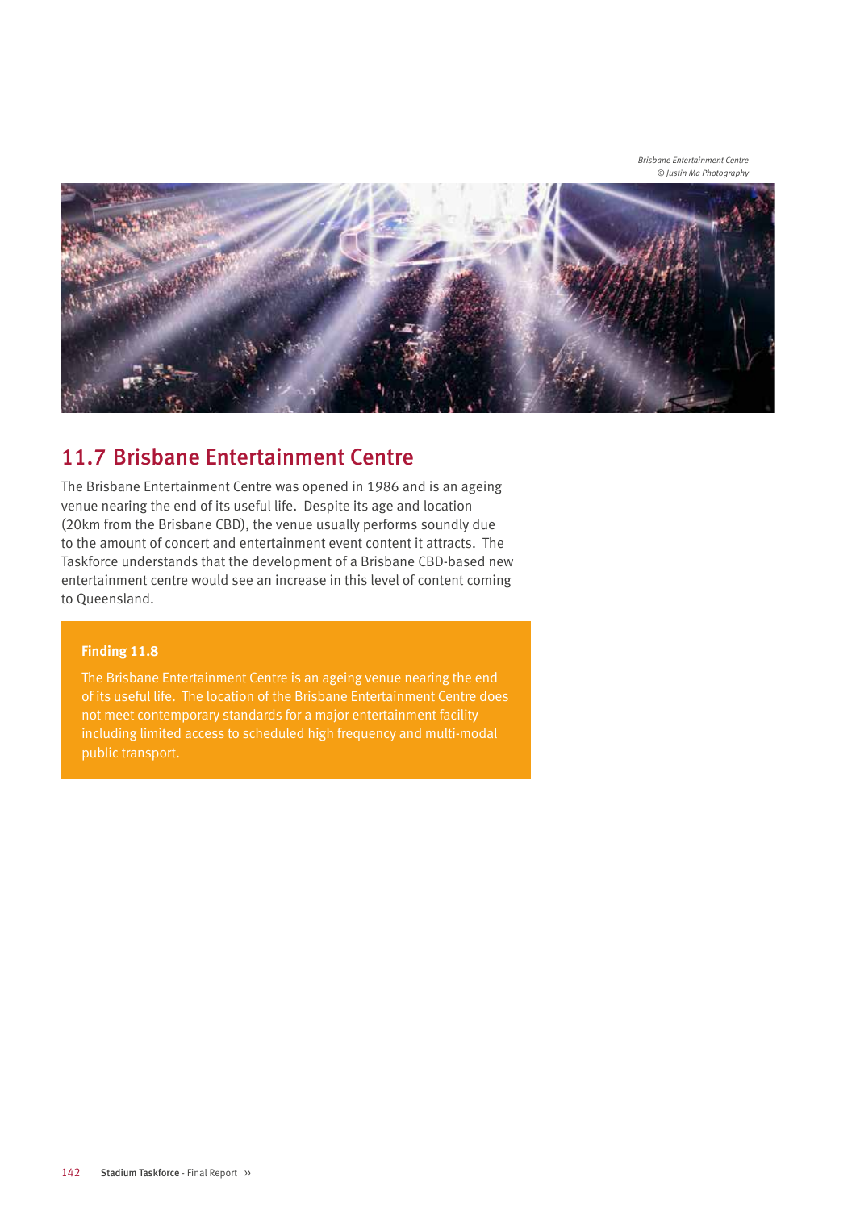Brisbane Entertainment Centre
© Justin Ma Photography

## 11.7 Brisbane Entertainment Centre

The Brisbane Entertainment Centre was opened in 1986 and is an ageing venue nearing the end of its useful life. Despite its age and location (20km from the Brisbane CBD), the venue usually performs soundly due to the amount of concert and entertainment event content it attracts. The Taskforce understands that the development of a Brisbane CBD-based new entertainment centre would see an increase in this level of content coming to Queensland.

**Finding 11.8**

The Brisbane Entertainment Centre is an ageing venue nearing the end of its useful life. The location of the Brisbane Entertainment Centre does not meet contemporary standards for a major entertainment facility including limited access to scheduled high frequency and multi-modal public transport.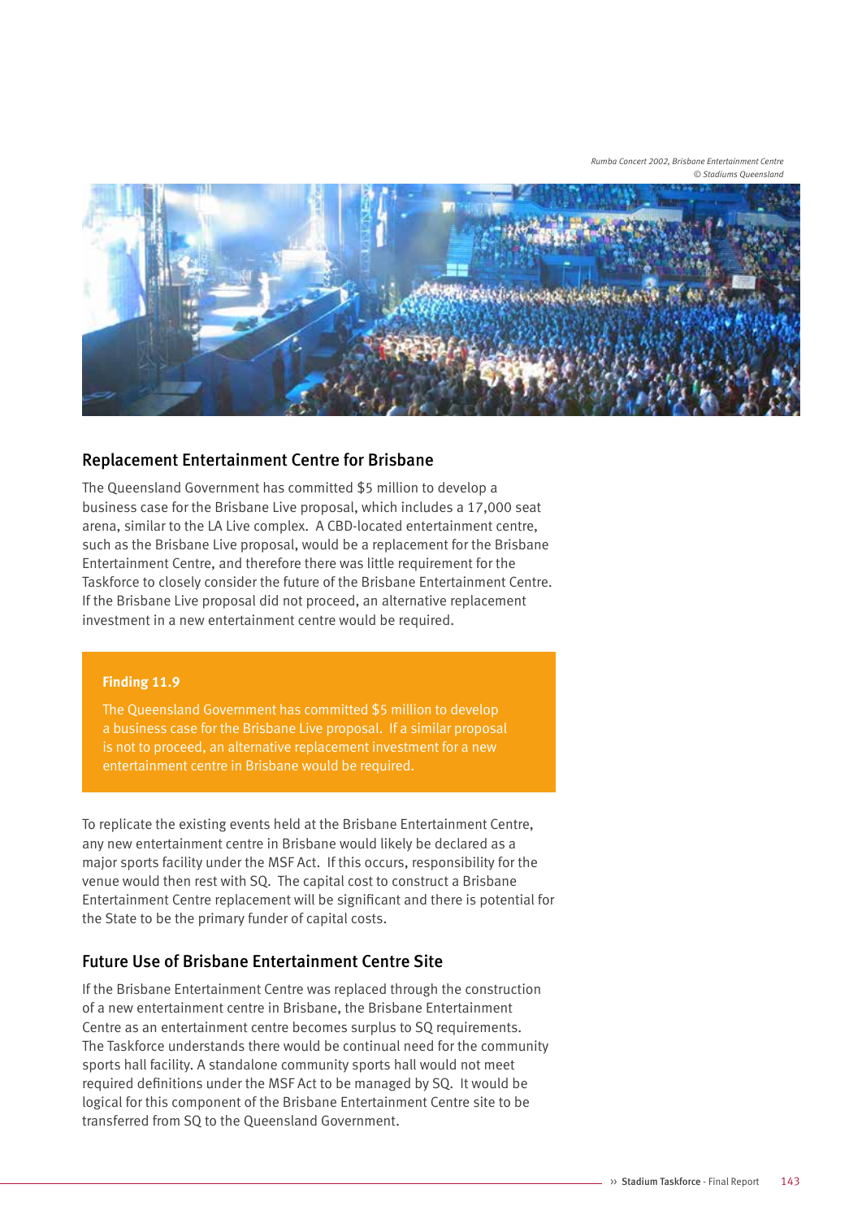Rumba Concert 2002, Brisbane Entertainment Centre
© Stadiums Queensland

## Replacement Entertainment Centre for Brisbane

The Queensland Government has committed $5 million to develop a business case for the Brisbane Live proposal, which includes a 17,000 seat arena, similar to the LA Live complex. A CBD-located entertainment centre, such as the Brisbane Live proposal, would be a replacement for the Brisbane Entertainment Centre, and therefore there was little requirement for the Taskforce to closely consider the future of the Brisbane Entertainment Centre. If the Brisbane Live proposal did not proceed, an alternative replacement investment in a new entertainment centre would be required.

> **Finding 11.9**
>
> The Queensland Government has committed $5 million to develop a business case for the Brisbane Live proposal. If a similar proposal is not to proceed, an alternative replacement investment for a new entertainment centre in Brisbane would be required.

To replicate the existing events held at the Brisbane Entertainment Centre, any new entertainment centre in Brisbane would likely be declared as a major sports facility under the MSF Act. If this occurs, responsibility for the venue would then rest with SQ. The capital cost to construct a Brisbane Entertainment Centre replacement will be significant and there is potential for the State to be the primary funder of capital costs.

## Future Use of Brisbane Entertainment Centre Site

If the Brisbane Entertainment Centre was replaced through the construction of a new entertainment centre in Brisbane, the Brisbane Entertainment Centre as an entertainment centre becomes surplus to SQ requirements. The Taskforce understands there would be continual need for the community sports hall facility. A standalone community sports hall would not meet required definitions under the MSF Act to be managed by SQ. It would be logical for this component of the Brisbane Entertainment Centre site to be transferred from SQ to the Queensland Government.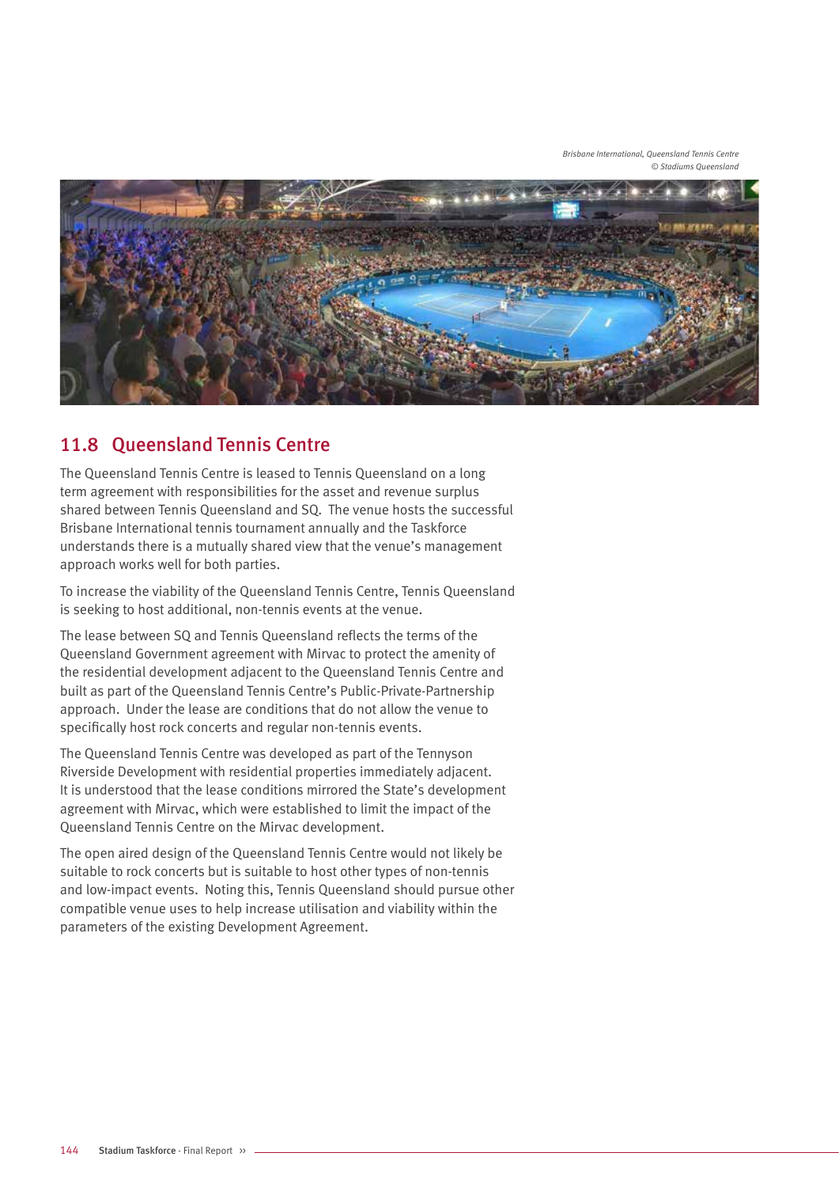*Brisbane International, Queensland Tennis Centre*
*© Stadiums Queensland*

## 11.8 Queensland Tennis Centre

The Queensland Tennis Centre is leased to Tennis Queensland on a long term agreement with responsibilities for the asset and revenue surplus shared between Tennis Queensland and SQ. The venue hosts the successful Brisbane International tennis tournament annually and the Taskforce understands there is a mutually shared view that the venue's management approach works well for both parties.

To increase the viability of the Queensland Tennis Centre, Tennis Queensland is seeking to host additional, non-tennis events at the venue.

The lease between SQ and Tennis Queensland reflects the terms of the Queensland Government agreement with Mirvac to protect the amenity of the residential development adjacent to the Queensland Tennis Centre and built as part of the Queensland Tennis Centre's Public-Private-Partnership approach. Under the lease are conditions that do not allow the venue to specifically host rock concerts and regular non-tennis events.

The Queensland Tennis Centre was developed as part of the Tennyson Riverside Development with residential properties immediately adjacent. It is understood that the lease conditions mirrored the State's development agreement with Mirvac, which were established to limit the impact of the Queensland Tennis Centre on the Mirvac development.

The open aired design of the Queensland Tennis Centre would not likely be suitable to rock concerts but is suitable to host other types of non-tennis and low-impact events. Noting this, Tennis Queensland should pursue other compatible venue uses to help increase utilisation and viability within the parameters of the existing Development Agreement.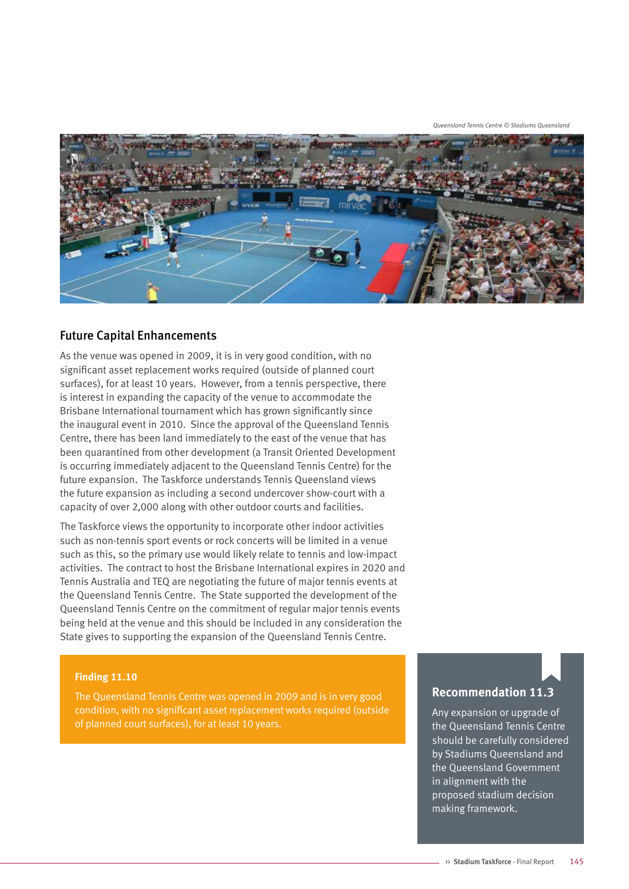Queensland Tennis Centre © Stadiums Queensland

## Future Capital Enhancements

As the venue was opened in 2009, it is in very good condition, with no significant asset replacement works required (outside of planned court surfaces), for at least 10 years. However, from a tennis perspective, there is interest in expanding the capacity of the venue to accommodate the Brisbane International tournament which has grown significantly since the inaugural event in 2010. Since the approval of the Queensland Tennis Centre, there has been land immediately to the east of the venue that has been quarantined from other development (a Transit Oriented Development is occurring immediately adjacent to the Queensland Tennis Centre) for the future expansion. The Taskforce understands Tennis Queensland views the future expansion as including a second undercover show-court with a capacity of over 2,000 along with other outdoor courts and facilities.

The Taskforce views the opportunity to incorporate other indoor activities such as non-tennis sport events or rock concerts will be limited in a venue such as this, so the primary use would likely relate to tennis and low-impact activities. The contract to host the Brisbane International expires in 2020 and Tennis Australia and TEQ are negotiating the future of major tennis events at the Queensland Tennis Centre. The State supported the development of the Queensland Tennis Centre on the commitment of regular major tennis events being held at the venue and this should be included in any consideration the State gives to supporting the expansion of the Queensland Tennis Centre.

**Finding 11.10**

The Queensland Tennis Centre was opened in 2009 and is in very good condition, with no significant asset replacement works required (outside of planned court surfaces), for at least 10 years.

**Recommendation 11.3**

Any expansion or upgrade of the Queensland Tennis Centre should be carefully considered by Stadiums Queensland and the Queensland Government in alignment with the proposed stadium decision making framework.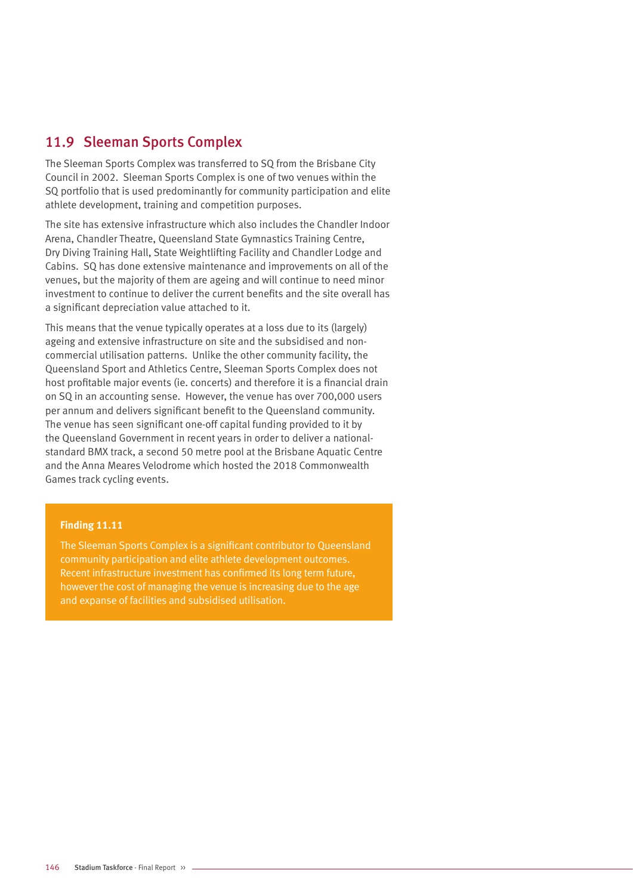## 11.9 Sleeman Sports Complex

The Sleeman Sports Complex was transferred to SQ from the Brisbane City Council in 2002. Sleeman Sports Complex is one of two venues within the SQ portfolio that is used predominantly for community participation and elite athlete development, training and competition purposes.

The site has extensive infrastructure which also includes the Chandler Indoor Arena, Chandler Theatre, Queensland State Gymnastics Training Centre, Dry Diving Training Hall, State Weightlifting Facility and Chandler Lodge and Cabins. SQ has done extensive maintenance and improvements on all of the venues, but the majority of them are ageing and will continue to need minor investment to continue to deliver the current benefits and the site overall has a significant depreciation value attached to it.

This means that the venue typically operates at a loss due to its (largely) ageing and extensive infrastructure on site and the subsidised and non-commercial utilisation patterns. Unlike the other community facility, the Queensland Sport and Athletics Centre, Sleeman Sports Complex does not host profitable major events (ie. concerts) and therefore it is a financial drain on SQ in an accounting sense. However, the venue has over 700,000 users per annum and delivers significant benefit to the Queensland community. The venue has seen significant one-off capital funding provided to it by the Queensland Government in recent years in order to deliver a national-standard BMX track, a second 50 metre pool at the Brisbane Aquatic Centre and the Anna Meares Velodrome which hosted the 2018 Commonwealth Games track cycling events.

**Finding 11.11**

The Sleeman Sports Complex is a significant contributor to Queensland community participation and elite athlete development outcomes. Recent infrastructure investment has confirmed its long term future, however the cost of managing the venue is increasing due to the age and expanse of facilities and subsidised utilisation.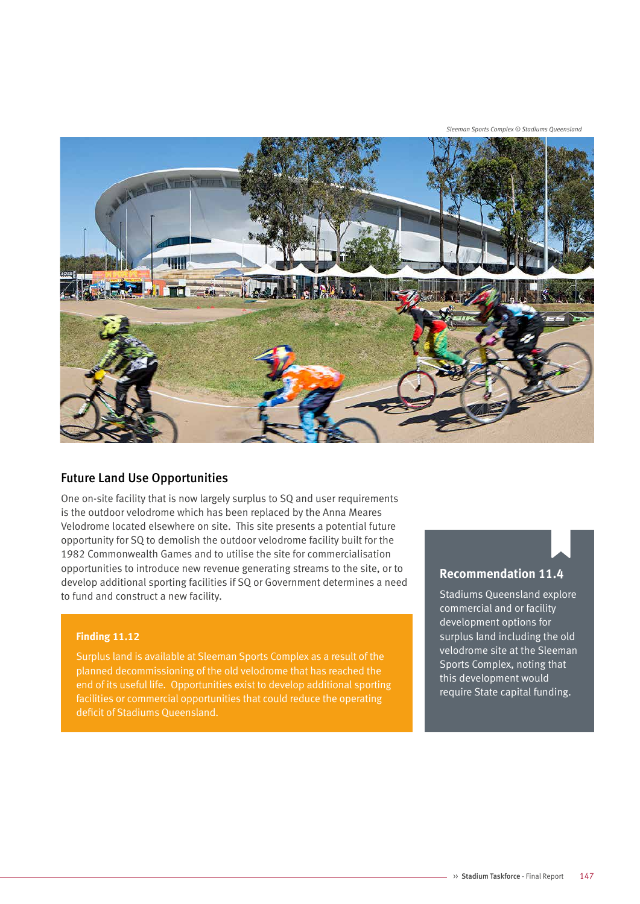*Sleeman Sports Complex © Stadiums Queensland*

## Future Land Use Opportunities

One on-site facility that is now largely surplus to SQ and user requirements is the outdoor velodrome which has been replaced by the Anna Meares Velodrome located elsewhere on site. This site presents a potential future opportunity for SQ to demolish the outdoor velodrome facility built for the 1982 Commonwealth Games and to utilise the site for commercialisation opportunities to introduce new revenue generating streams to the site, or to develop additional sporting facilities if SQ or Government determines a need to fund and construct a new facility.

**Finding 11.12**

Surplus land is available at Sleeman Sports Complex as a result of the planned decommissioning of the old velodrome that has reached the end of its useful life. Opportunities exist to develop additional sporting facilities or commercial opportunities that could reduce the operating deficit of Stadiums Queensland.

### Recommendation 11.4

Stadiums Queensland explore commercial and or facility development options for surplus land including the old velodrome site at the Sleeman Sports Complex, noting that this development would require State capital funding.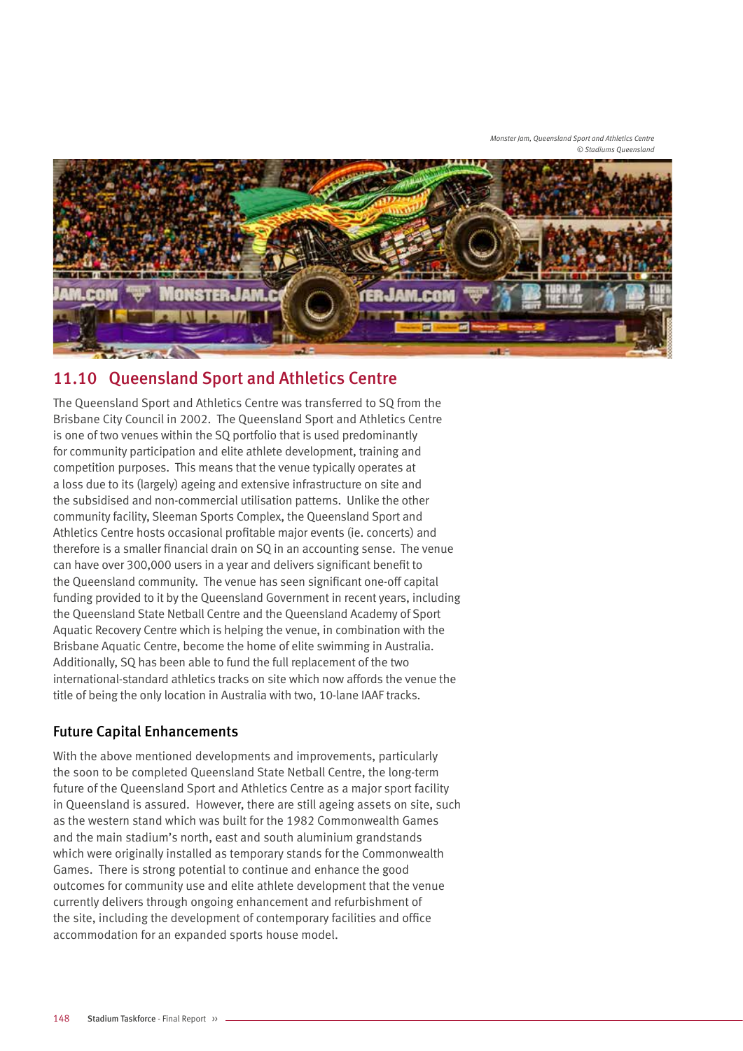Monster Jam, Queensland Sport and Athletics Centre
© Stadiums Queensland

## 11.10 Queensland Sport and Athletics Centre

The Queensland Sport and Athletics Centre was transferred to SQ from the Brisbane City Council in 2002. The Queensland Sport and Athletics Centre is one of two venues within the SQ portfolio that is used predominantly for community participation and elite athlete development, training and competition purposes. This means that the venue typically operates at a loss due to its (largely) ageing and extensive infrastructure on site and the subsidised and non-commercial utilisation patterns. Unlike the other community facility, Sleeman Sports Complex, the Queensland Sport and Athletics Centre hosts occasional profitable major events (ie. concerts) and therefore is a smaller financial drain on SQ in an accounting sense. The venue can have over 300,000 users in a year and delivers significant benefit to the Queensland community. The venue has seen significant one-off capital funding provided to it by the Queensland Government in recent years, including the Queensland State Netball Centre and the Queensland Academy of Sport Aquatic Recovery Centre which is helping the venue, in combination with the Brisbane Aquatic Centre, become the home of elite swimming in Australia. Additionally, SQ has been able to fund the full replacement of the two international-standard athletics tracks on site which now affords the venue the title of being the only location in Australia with two, 10-lane IAAF tracks.

### Future Capital Enhancements

With the above mentioned developments and improvements, particularly the soon to be completed Queensland State Netball Centre, the long-term future of the Queensland Sport and Athletics Centre as a major sport facility in Queensland is assured. However, there are still ageing assets on site, such as the western stand which was built for the 1982 Commonwealth Games and the main stadium's north, east and south aluminium grandstands which were originally installed as temporary stands for the Commonwealth Games. There is strong potential to continue and enhance the good outcomes for community use and elite athlete development that the venue currently delivers through ongoing enhancement and refurbishment of the site, including the development of contemporary facilities and office accommodation for an expanded sports house model.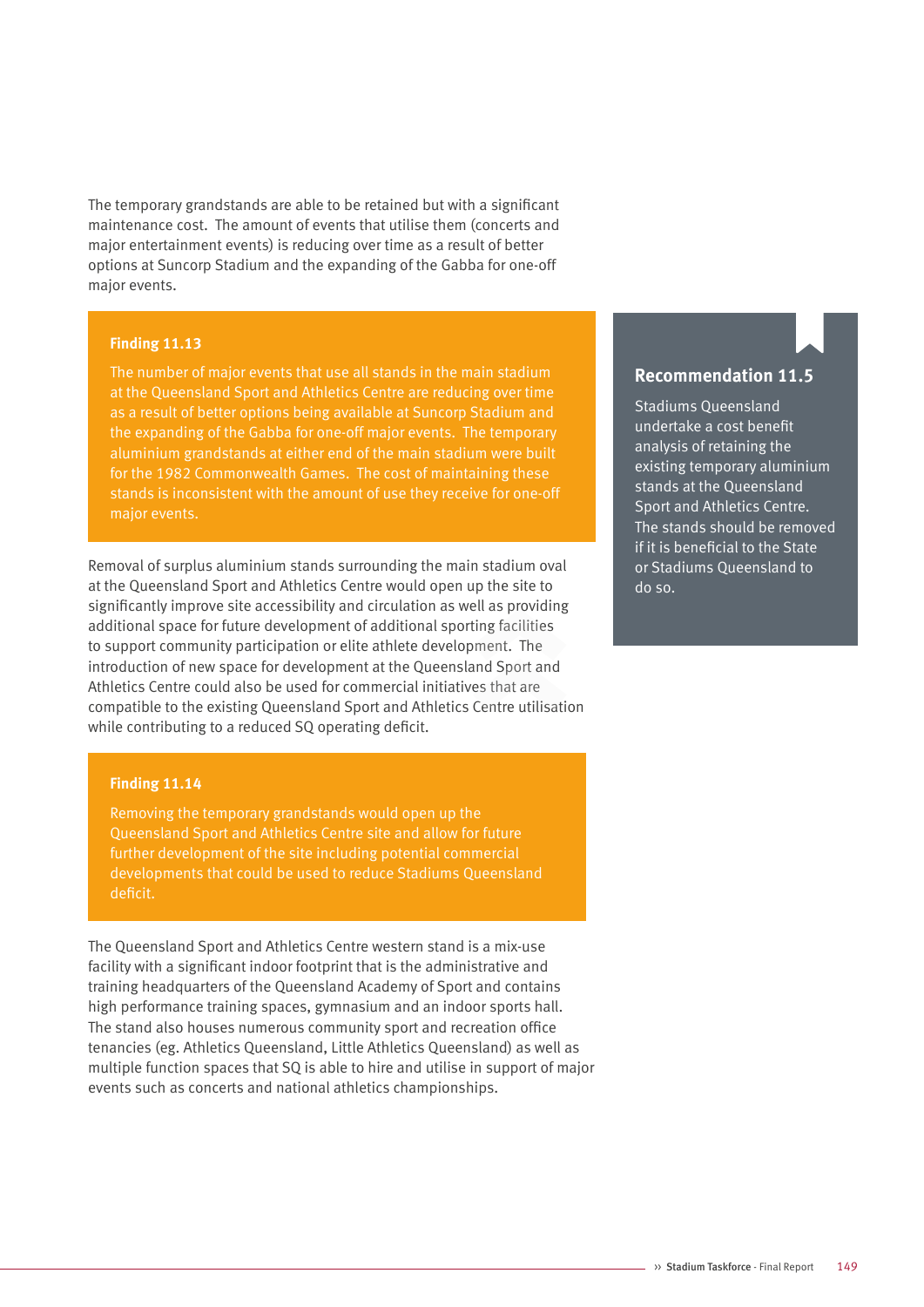The temporary grandstands are able to be retained but with a significant maintenance cost. The amount of events that utilise them (concerts and major entertainment events) is reducing over time as a result of better options at Suncorp Stadium and the expanding of the Gabba for one-off major events.

> **Finding 11.13**
>
> The number of major events that use all stands in the main stadium at the Queensland Sport and Athletics Centre are reducing over time as a result of better options being available at Suncorp Stadium and the expanding of the Gabba for one-off major events. The temporary aluminium grandstands at either end of the main stadium were built for the 1982 Commonwealth Games. The cost of maintaining these stands is inconsistent with the amount of use they receive for one-off major events.

> **Recommendation 11.5**
>
> Stadiums Queensland undertake a cost benefit analysis of retaining the existing temporary aluminium stands at the Queensland Sport and Athletics Centre. The stands should be removed if it is beneficial to the State or Stadiums Queensland to do so.

Removal of surplus aluminium stands surrounding the main stadium oval at the Queensland Sport and Athletics Centre would open up the site to significantly improve site accessibility and circulation as well as providing additional space for future development of additional sporting facilities to support community participation or elite athlete development. The introduction of new space for development at the Queensland Sport and Athletics Centre could also be used for commercial initiatives that are compatible to the existing Queensland Sport and Athletics Centre utilisation while contributing to a reduced SQ operating deficit.

> **Finding 11.14**
>
> Removing the temporary grandstands would open up the Queensland Sport and Athletics Centre site and allow for future further development of the site including potential commercial developments that could be used to reduce Stadiums Queensland deficit.

The Queensland Sport and Athletics Centre western stand is a mix-use facility with a significant indoor footprint that is the administrative and training headquarters of the Queensland Academy of Sport and contains high performance training spaces, gymnasium and an indoor sports hall. The stand also houses numerous community sport and recreation office tenancies (eg. Athletics Queensland, Little Athletics Queensland) as well as multiple function spaces that SQ is able to hire and utilise in support of major events such as concerts and national athletics championships.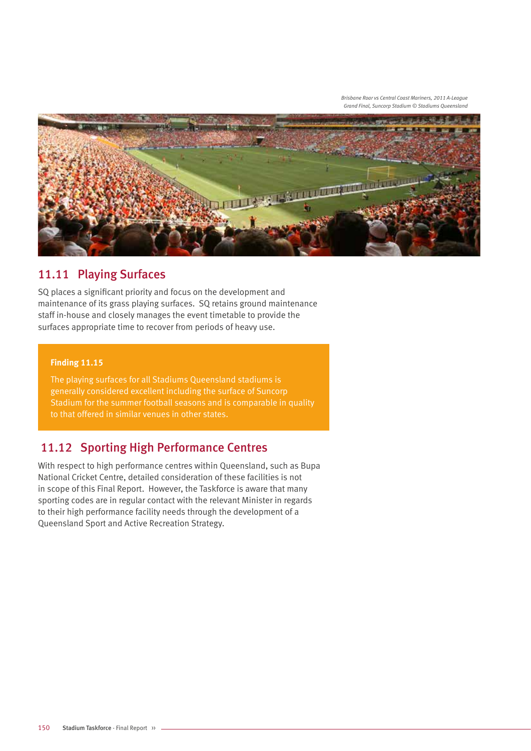*Brisbane Roar vs Central Coast Mariners, 2011 A-League Grand Final, Suncorp Stadium © Stadiums Queensland*

## 11.11 Playing Surfaces

SQ places a significant priority and focus on the development and maintenance of its grass playing surfaces. SQ retains ground maintenance staff in-house and closely manages the event timetable to provide the surfaces appropriate time to recover from periods of heavy use.

> **Finding 11.15**
>
> The playing surfaces for all Stadiums Queensland stadiums is generally considered excellent including the surface of Suncorp Stadium for the summer football seasons and is comparable in quality to that offered in similar venues in other states.

## 11.12 Sporting High Performance Centres

With respect to high performance centres within Queensland, such as Bupa National Cricket Centre, detailed consideration of these facilities is not in scope of this Final Report. However, the Taskforce is aware that many sporting codes are in regular contact with the relevant Minister in regards to their high performance facility needs through the development of a Queensland Sport and Active Recreation Strategy.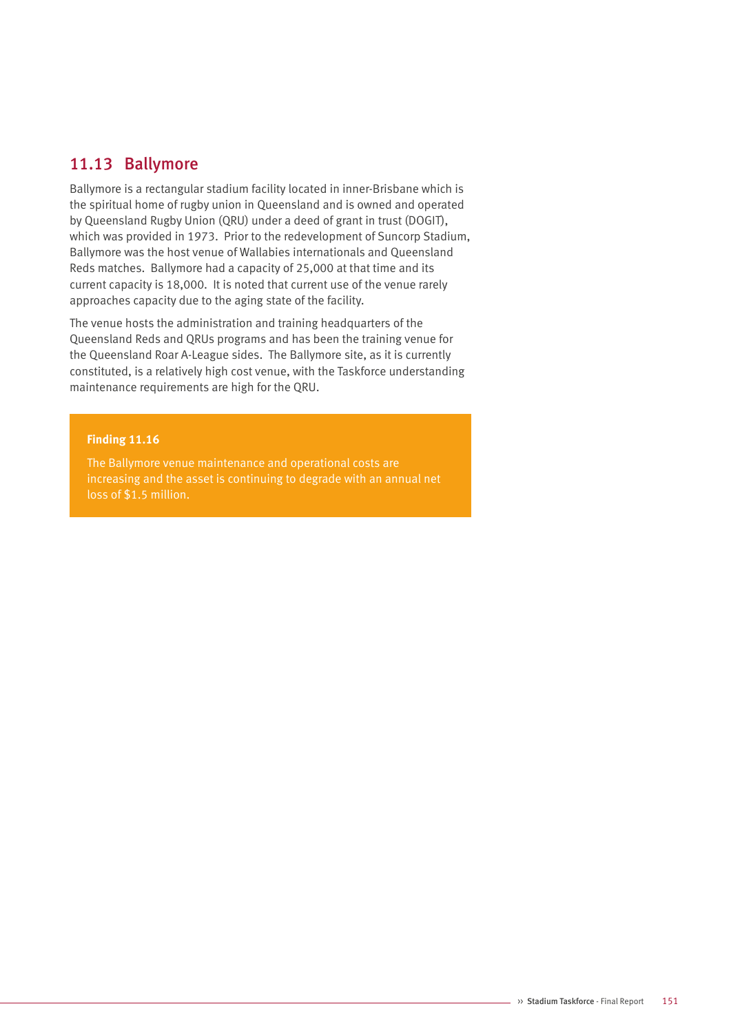## 11.13 Ballymore

Ballymore is a rectangular stadium facility located in inner-Brisbane which is the spiritual home of rugby union in Queensland and is owned and operated by Queensland Rugby Union (QRU) under a deed of grant in trust (DOGIT), which was provided in 1973. Prior to the redevelopment of Suncorp Stadium, Ballymore was the host venue of Wallabies internationals and Queensland Reds matches. Ballymore had a capacity of 25,000 at that time and its current capacity is 18,000. It is noted that current use of the venue rarely approaches capacity due to the aging state of the facility.

The venue hosts the administration and training headquarters of the Queensland Reds and QRUs programs and has been the training venue for the Queensland Roar A-League sides. The Ballymore site, as it is currently constituted, is a relatively high cost venue, with the Taskforce understanding maintenance requirements are high for the QRU.

**Finding 11.16**

The Ballymore venue maintenance and operational costs are increasing and the asset is continuing to degrade with an annual net loss of $1.5 million.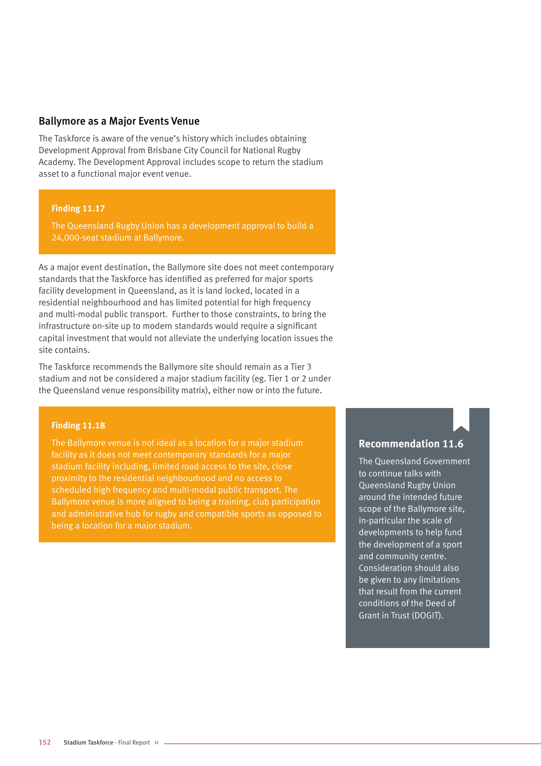## Ballymore as a Major Events Venue

The Taskforce is aware of the venue's history which includes obtaining Development Approval from Brisbane City Council for National Rugby Academy. The Development Approval includes scope to return the stadium asset to a functional major event venue.

**Finding 11.17**

The Queensland Rugby Union has a development approval to build a 24,000-seat stadium at Ballymore.

As a major event destination, the Ballymore site does not meet contemporary standards that the Taskforce has identified as preferred for major sports facility development in Queensland, as it is land locked, located in a residential neighbourhood and has limited potential for high frequency and multi-modal public transport. Further to those constraints, to bring the infrastructure on-site up to modern standards would require a significant capital investment that would not alleviate the underlying location issues the site contains.

The Taskforce recommends the Ballymore site should remain as a Tier 3 stadium and not be considered a major stadium facility (eg. Tier 1 or 2 under the Queensland venue responsibility matrix), either now or into the future.

**Finding 11.18**

The Ballymore venue is not ideal as a location for a major stadium facility as it does not meet contemporary standards for a major stadium facility including, limited road access to the site, close proximity to the residential neighbourhood and no access to scheduled high frequency and multi-modal public transport. The Ballymore venue is more aligned to being a training, club participation and administrative hub for rugby and compatible sports as opposed to being a location for a major stadium.

**Recommendation 11.6**

The Queensland Government to continue talks with Queensland Rugby Union around the intended future scope of the Ballymore site, in-particular the scale of developments to help fund the development of a sport and community centre. Consideration should also be given to any limitations that result from the current conditions of the Deed of Grant in Trust (DOGIT).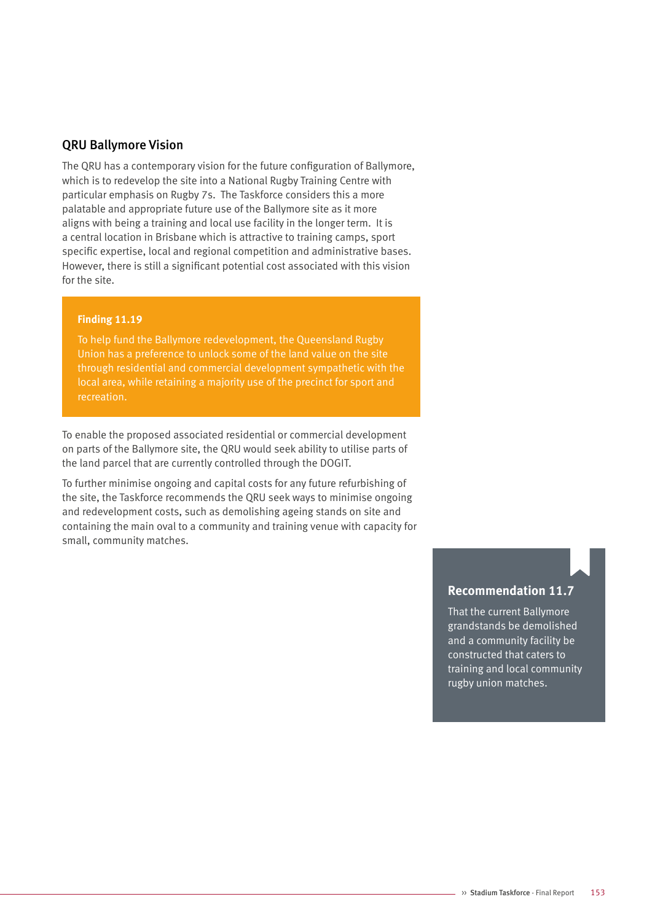## QRU Ballymore Vision

The QRU has a contemporary vision for the future configuration of Ballymore, which is to redevelop the site into a National Rugby Training Centre with particular emphasis on Rugby 7s. The Taskforce considers this a more palatable and appropriate future use of the Ballymore site as it more aligns with being a training and local use facility in the longer term. It is a central location in Brisbane which is attractive to training camps, sport specific expertise, local and regional competition and administrative bases. However, there is still a significant potential cost associated with this vision for the site.

**Finding 11.19**

To help fund the Ballymore redevelopment, the Queensland Rugby Union has a preference to unlock some of the land value on the site through residential and commercial development sympathetic with the local area, while retaining a majority use of the precinct for sport and recreation.

To enable the proposed associated residential or commercial development on parts of the Ballymore site, the QRU would seek ability to utilise parts of the land parcel that are currently controlled through the DOGIT.

To further minimise ongoing and capital costs for any future refurbishing of the site, the Taskforce recommends the QRU seek ways to minimise ongoing and redevelopment costs, such as demolishing ageing stands on site and containing the main oval to a community and training venue with capacity for small, community matches.

**Recommendation 11.7**

That the current Ballymore grandstands be demolished and a community facility be constructed that caters to training and local community rugby union matches.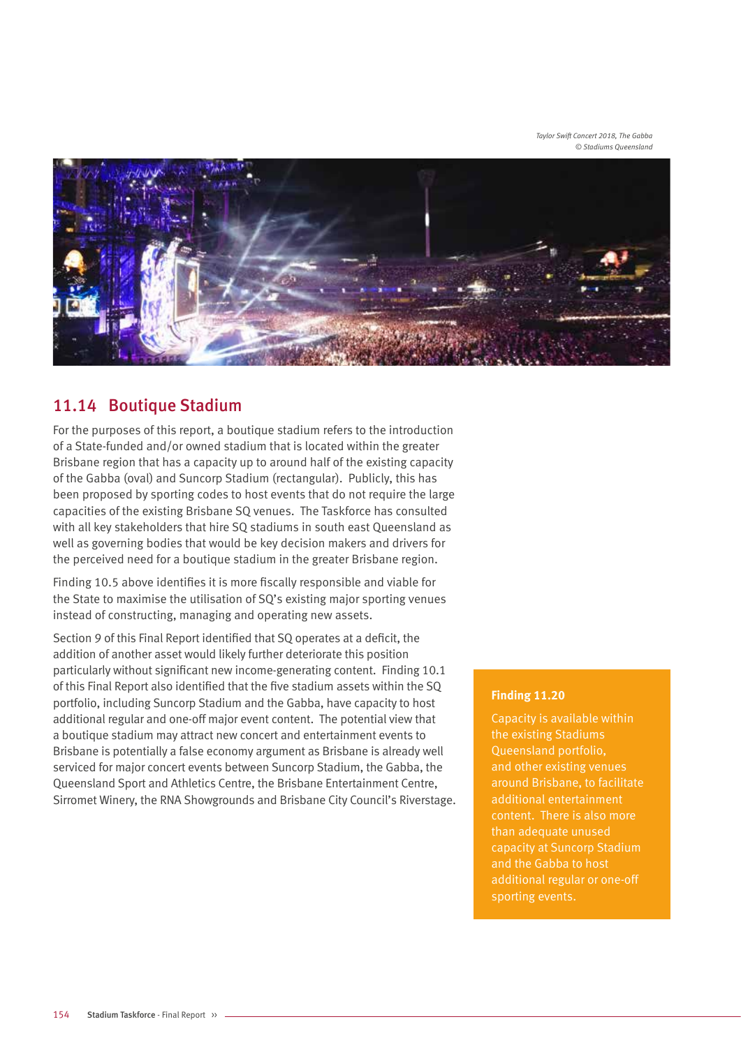*Taylor Swift Concert 2018, The Gabba*
*© Stadiums Queensland*

## 11.14 Boutique Stadium

For the purposes of this report, a boutique stadium refers to the introduction of a State-funded and/or owned stadium that is located within the greater Brisbane region that has a capacity up to around half of the existing capacity of the Gabba (oval) and Suncorp Stadium (rectangular). Publicly, this has been proposed by sporting codes to host events that do not require the large capacities of the existing Brisbane SQ venues. The Taskforce has consulted with all key stakeholders that hire SQ stadiums in south east Queensland as well as governing bodies that would be key decision makers and drivers for the perceived need for a boutique stadium in the greater Brisbane region.

Finding 10.5 above identifies it is more fiscally responsible and viable for the State to maximise the utilisation of SQ's existing major sporting venues instead of constructing, managing and operating new assets.

Section 9 of this Final Report identified that SQ operates at a deficit, the addition of another asset would likely further deteriorate this position particularly without significant new income-generating content. Finding 10.1 of this Final Report also identified that the five stadium assets within the SQ portfolio, including Suncorp Stadium and the Gabba, have capacity to host additional regular and one-off major event content. The potential view that a boutique stadium may attract new concert and entertainment events to Brisbane is potentially a false economy argument as Brisbane is already well serviced for major concert events between Suncorp Stadium, the Gabba, the Queensland Sport and Athletics Centre, the Brisbane Entertainment Centre, Sirromet Winery, the RNA Showgrounds and Brisbane City Council's Riverstage.

**Finding 11.20**

Capacity is available within the existing Stadiums Queensland portfolio, and other existing venues around Brisbane, to facilitate additional entertainment content. There is also more than adequate unused capacity at Suncorp Stadium and the Gabba to host additional regular or one-off sporting events.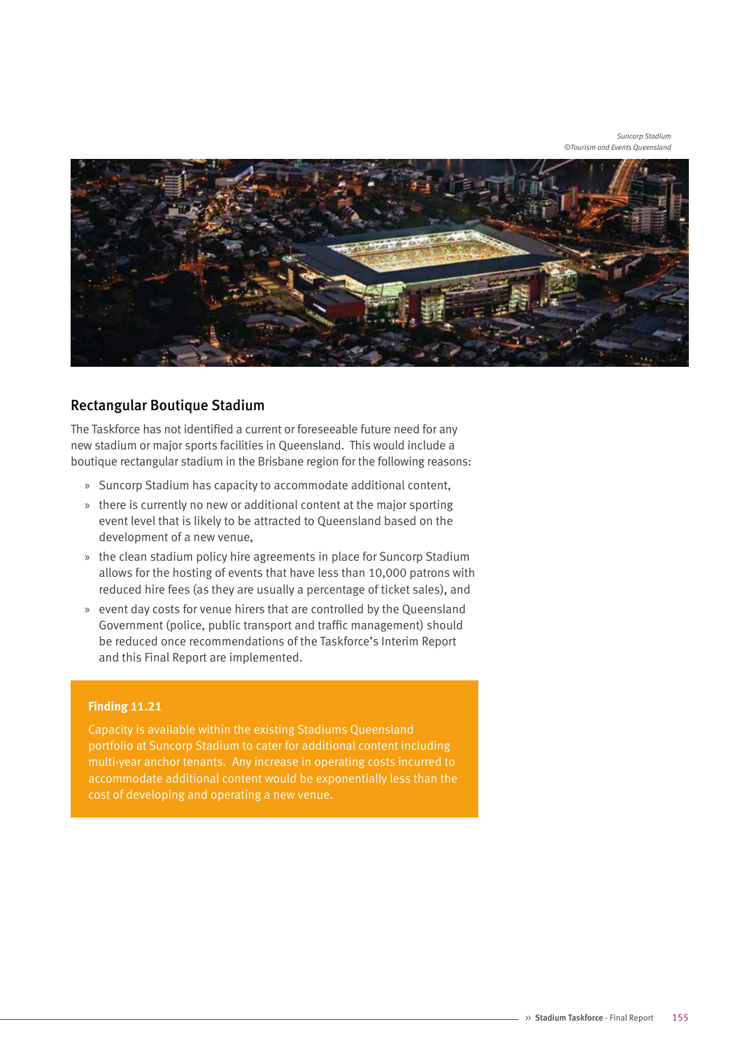Suncorp Stadium
©Tourism and Events Queensland

## Rectangular Boutique Stadium

The Taskforce has not identified a current or foreseeable future need for any new stadium or major sports facilities in Queensland. This would include a boutique rectangular stadium in the Brisbane region for the following reasons:

- Suncorp Stadium has capacity to accommodate additional content,
- there is currently no new or additional content at the major sporting event level that is likely to be attracted to Queensland based on the development of a new venue,
- the clean stadium policy hire agreements in place for Suncorp Stadium allows for the hosting of events that have less than 10,000 patrons with reduced hire fees (as they are usually a percentage of ticket sales), and
- event day costs for venue hirers that are controlled by the Queensland Government (police, public transport and traffic management) should be reduced once recommendations of the Taskforce's Interim Report and this Final Report are implemented.

**Finding 11.21**

Capacity is available within the existing Stadiums Queensland portfolio at Suncorp Stadium to cater for additional content including multi-year anchor tenants. Any increase in operating costs incurred to accommodate additional content would be exponentially less than the cost of developing and operating a new venue.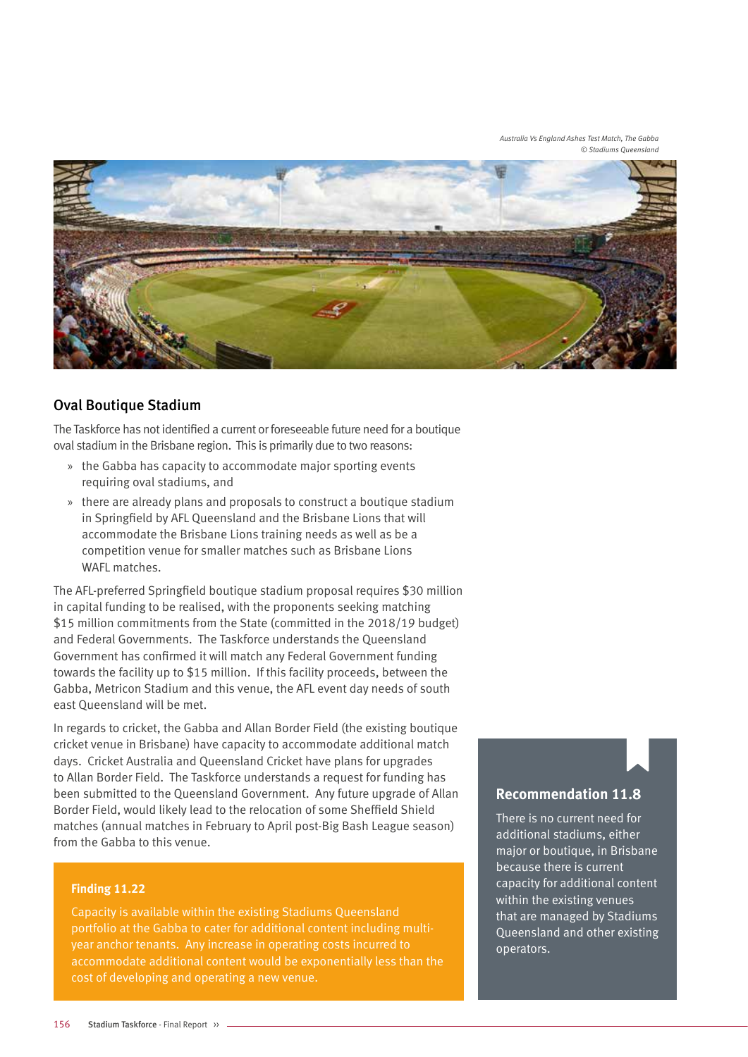*Australia Vs England Ashes Test Match, The Gabba*
*© Stadiums Queensland*

## Oval Boutique Stadium

The Taskforce has not identified a current or foreseeable future need for a boutique oval stadium in the Brisbane region. This is primarily due to two reasons:

- the Gabba has capacity to accommodate major sporting events requiring oval stadiums, and
- there are already plans and proposals to construct a boutique stadium in Springfield by AFL Queensland and the Brisbane Lions that will accommodate the Brisbane Lions training needs as well as be a competition venue for smaller matches such as Brisbane Lions WAFL matches.

The AFL-preferred Springfield boutique stadium proposal requires $30 million in capital funding to be realised, with the proponents seeking matching $15 million commitments from the State (committed in the 2018/19 budget) and Federal Governments. The Taskforce understands the Queensland Government has confirmed it will match any Federal Government funding towards the facility up to $15 million. If this facility proceeds, between the Gabba, Metricon Stadium and this venue, the AFL event day needs of south east Queensland will be met.

In regards to cricket, the Gabba and Allan Border Field (the existing boutique cricket venue in Brisbane) have capacity to accommodate additional match days. Cricket Australia and Queensland Cricket have plans for upgrades to Allan Border Field. The Taskforce understands a request for funding has been submitted to the Queensland Government. Any future upgrade of Allan Border Field, would likely lead to the relocation of some Sheffield Shield matches (annual matches in February to April post-Big Bash League season) from the Gabba to this venue.

**Finding 11.22**

Capacity is available within the existing Stadiums Queensland portfolio at the Gabba to cater for additional content including multi-year anchor tenants. Any increase in operating costs incurred to accommodate additional content would be exponentially less than the cost of developing and operating a new venue.

### Recommendation 11.8

There is no current need for additional stadiums, either major or boutique, in Brisbane because there is current capacity for additional content within the existing venues that are managed by Stadiums Queensland and other existing operators.